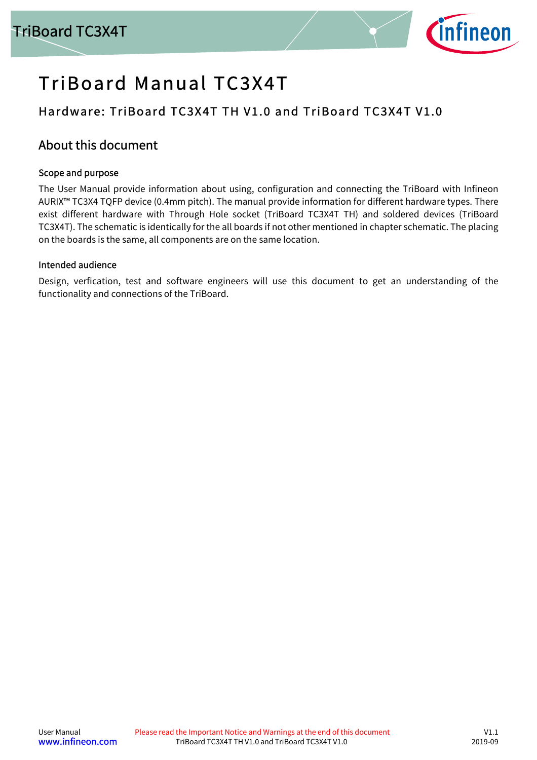# TriBoard Manual TC3X4T

## Hardware: TriBoard TC3X4T TH V1.0 and TriBoard TC3X4T V1.0

## About this document

### Scope and purpose

The User Manual provide information about using, configuration and connecting the TriBoard with Infineon AURIX™ TC3X4 TQFP device (0.4mm pitch). The manual provide information for different hardware types. There exist different hardware with Through Hole socket (TriBoard TC3X4T TH) and soldered devices (TriBoard TC3X4T). The schematic is identically for the all boards if not other mentioned in chapter schematic. The placing on the boards is the same, all components are on the same location.

### Intended audience

Design, verfication, test and software engineers will use this document to get an understanding of the functionality and connections of the TriBoard.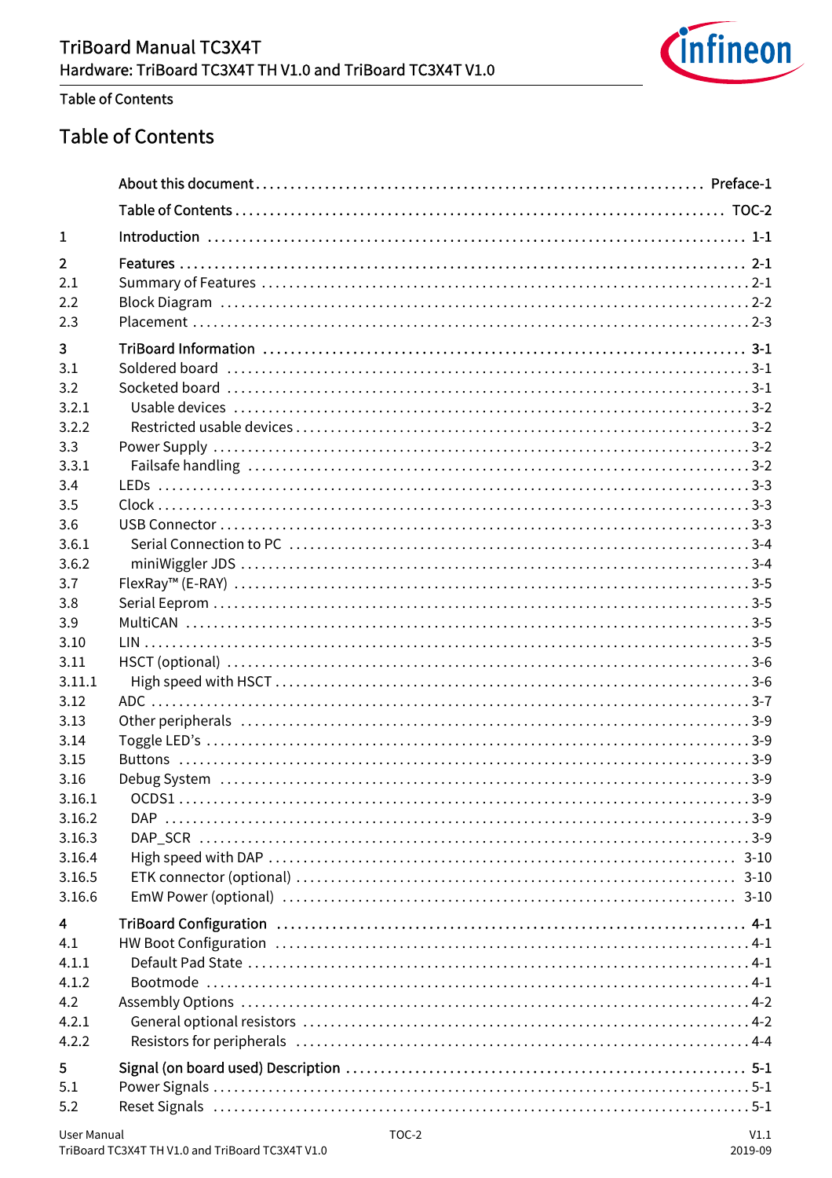# Table of Contents

| | | |
|---|---|---|
| | **About this document** | Preface-1 |
| | **Table of Contents** | TOC-2 |
| **1** | **Introduction** | **1-1** |
| **2** | **Features** | **2-1** |
| 2.1 | Summary of Features | 2-1 |
| 2.2 | Block Diagram | 2-2 |
| 2.3 | Placement | 2-3 |
| **3** | **TriBoard Information** | **3-1** |
| 3.1 | Soldered board | 3-1 |
| 3.2 | Socketed board | 3-1 |
| 3.2.1 | Usable devices | 3-2 |
| 3.2.2 | Restricted usable devices | 3-2 |
| 3.3 | Power Supply | 3-2 |
| 3.3.1 | Failsafe handling | 3-2 |
| 3.4 | LEDs | 3-3 |
| 3.5 | Clock | 3-3 |
| 3.6 | USB Connector | 3-3 |
| 3.6.1 | Serial Connection to PC | 3-4 |
| 3.6.2 | miniWiggler JDS | 3-4 |
| 3.7 | FlexRay™ (E-RAY) | 3-5 |
| 3.8 | Serial Eeprom | 3-5 |
| 3.9 | MultiCAN | 3-5 |
| 3.10 | LIN | 3-5 |
| 3.11 | HSCT (optional) | 3-6 |
| 3.11.1 | High speed with HSCT | 3-6 |
| 3.12 | ADC | 3-7 |
| 3.13 | Other peripherals | 3-9 |
| 3.14 | Toggle LED's | 3-9 |
| 3.15 | Buttons | 3-9 |
| 3.16 | Debug System | 3-9 |
| 3.16.1 | OCDS1 | 3-9 |
| 3.16.2 | DAP | 3-9 |
| 3.16.3 | DAP_SCR | 3-9 |
| 3.16.4 | High speed with DAP | 3-10 |
| 3.16.5 | ETK connector (optional) | 3-10 |
| 3.16.6 | EmW Power (optional) | 3-10 |
| **4** | **TriBoard Configuration** | **4-1** |
| 4.1 | HW Boot Configuration | 4-1 |
| 4.1.1 | Default Pad State | 4-1 |
| 4.1.2 | Bootmode | 4-1 |
| 4.2 | Assembly Options | 4-2 |
| 4.2.1 | General optional resistors | 4-2 |
| 4.2.2 | Resistors for peripherals | 4-4 |
| **5** | **Signal (on board used) Description** | **5-1** |
| 5.1 | Power Signals | 5-1 |
| 5.2 | Reset Signals | 5-1 |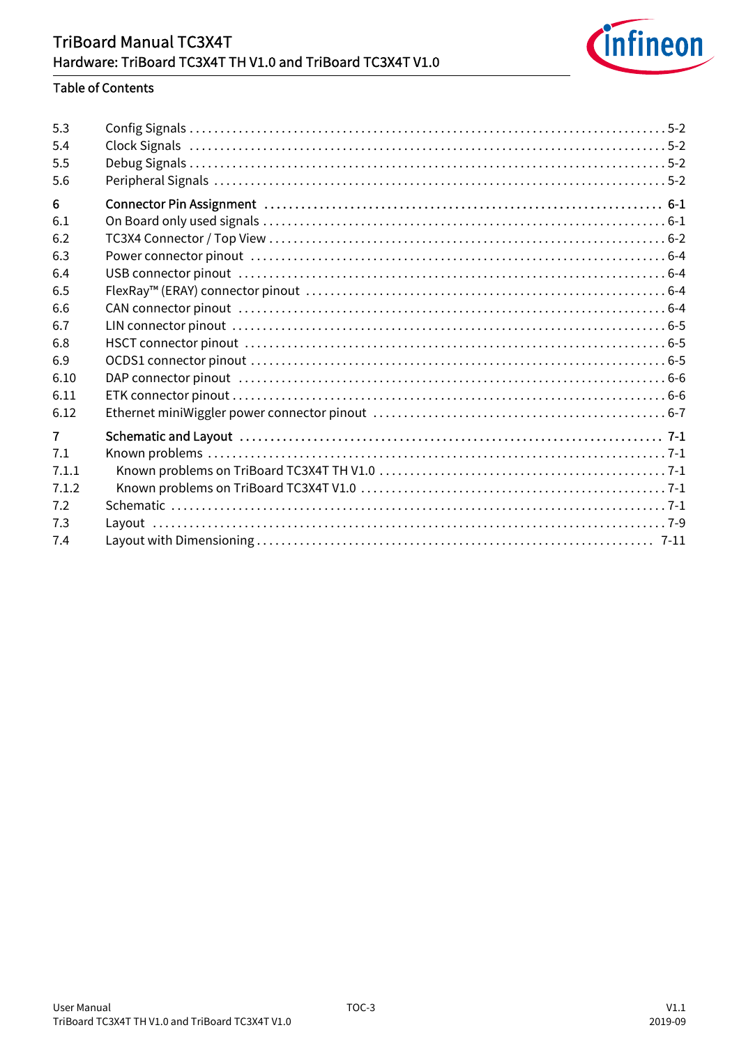Table of Contents

| | | |
|---|---|---|
| 5.3 | Config Signals | 5-2 |
| 5.4 | Clock Signals | 5-2 |
| 5.5 | Debug Signals | 5-2 |
| 5.6 | Peripheral Signals | 5-2 |
| **6** | **Connector Pin Assignment** | **6-1** |
| 6.1 | On Board only used signals | 6-1 |
| 6.2 | TC3X4 Connector / Top View | 6-2 |
| 6.3 | Power connector pinout | 6-4 |
| 6.4 | USB connector pinout | 6-4 |
| 6.5 | FlexRay™ (ERAY) connector pinout | 6-4 |
| 6.6 | CAN connector pinout | 6-4 |
| 6.7 | LIN connector pinout | 6-5 |
| 6.8 | HSCT connector pinout | 6-5 |
| 6.9 | OCDS1 connector pinout | 6-5 |
| 6.10 | DAP connector pinout | 6-6 |
| 6.11 | ETK connector pinout | 6-6 |
| 6.12 | Ethernet miniWiggler power connector pinout | 6-7 |
| **7** | **Schematic and Layout** | **7-1** |
| 7.1 | Known problems | 7-1 |
| 7.1.1 | Known problems on TriBoard TC3X4T TH V1.0 | 7-1 |
| 7.1.2 | Known problems on TriBoard TC3X4T V1.0 | 7-1 |
| 7.2 | Schematic | 7-1 |
| 7.3 | Layout | 7-9 |
| 7.4 | Layout with Dimensioning | 7-11 |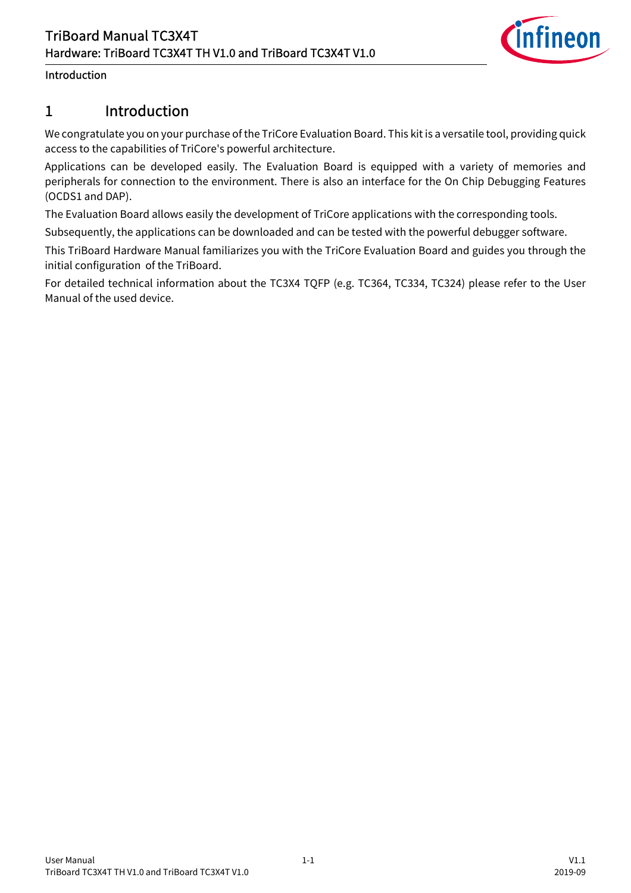# 1 Introduction

We congratulate you on your purchase of the TriCore Evaluation Board. This kit is a versatile tool, providing quick access to the capabilities of TriCore's powerful architecture.

Applications can be developed easily. The Evaluation Board is equipped with a variety of memories and peripherals for connection to the environment. There is also an interface for the On Chip Debugging Features (OCDS1 and DAP).

The Evaluation Board allows easily the development of TriCore applications with the corresponding tools.

Subsequently, the applications can be downloaded and can be tested with the powerful debugger software.

This TriBoard Hardware Manual familiarizes you with the TriCore Evaluation Board and guides you through the initial configuration of the TriBoard.

For detailed technical information about the TC3X4 TQFP (e.g. TC364, TC334, TC324) please refer to the User Manual of the used device.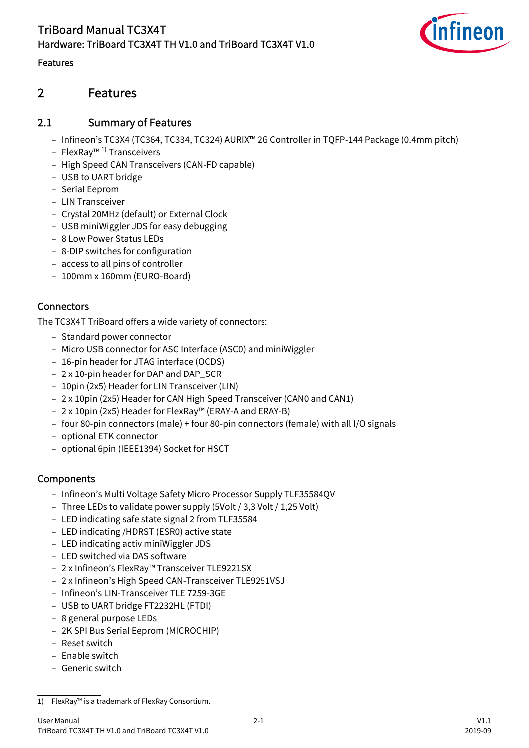# 2 Features

## 2.1 Summary of Features

- Infineon's TC3X4 (TC364, TC334, TC324) AURIX™ 2G Controller in TQFP-144 Package (0.4mm pitch)
- FlexRay™ [1] Transceivers
- High Speed CAN Transceivers (CAN-FD capable)
- USB to UART bridge
- Serial Eeprom
- LIN Transceiver
- Crystal 20MHz (default) or External Clock
- USB miniWiggler JDS for easy debugging
- 8 Low Power Status LEDs
- 8-DIP switches for configuration
- access to all pins of controller
- 100mm x 160mm (EURO-Board)

### Connectors

The TC3X4T TriBoard offers a wide variety of connectors:

- Standard power connector
- Micro USB connector for ASC Interface (ASC0) and miniWiggler
- 16-pin header for JTAG interface (OCDS)
- 2 x 10-pin header for DAP and DAP_SCR
- 10pin (2x5) Header for LIN Transceiver (LIN)
- 2 x 10pin (2x5) Header for CAN High Speed Transceiver (CAN0 and CAN1)
- 2 x 10pin (2x5) Header for FlexRay™ (ERAY-A and ERAY-B)
- four 80-pin connectors (male) + four 80-pin connectors (female) with all I/O signals
- optional ETK connector
- optional 6pin (IEEE1394) Socket for HSCT

### Components

- Infineon's Multi Voltage Safety Micro Processor Supply TLF35584QV
- Three LEDs to validate power supply (5Volt / 3,3 Volt / 1,25 Volt)
- LED indicating safe state signal 2 from TLF35584
- LED indicating /HDRST (ESR0) active state
- LED indicating activ miniWiggler JDS
- LED switched via DAS software
- 2 x Infineon's FlexRay™ Transceiver TLE9221SX
- 2 x Infineon's High Speed CAN-Transceiver TLE9251VSJ
- Infineon's LIN-Transceiver TLE 7259-3GE
- USB to UART bridge FT2232HL (FTDI)
- 8 general purpose LEDs
- 2K SPI Bus Serial Eeprom (MICROCHIP)
- Reset switch
- Enable switch
- Generic switch

---

1) FlexRay™ is a trademark of FlexRay Consortium.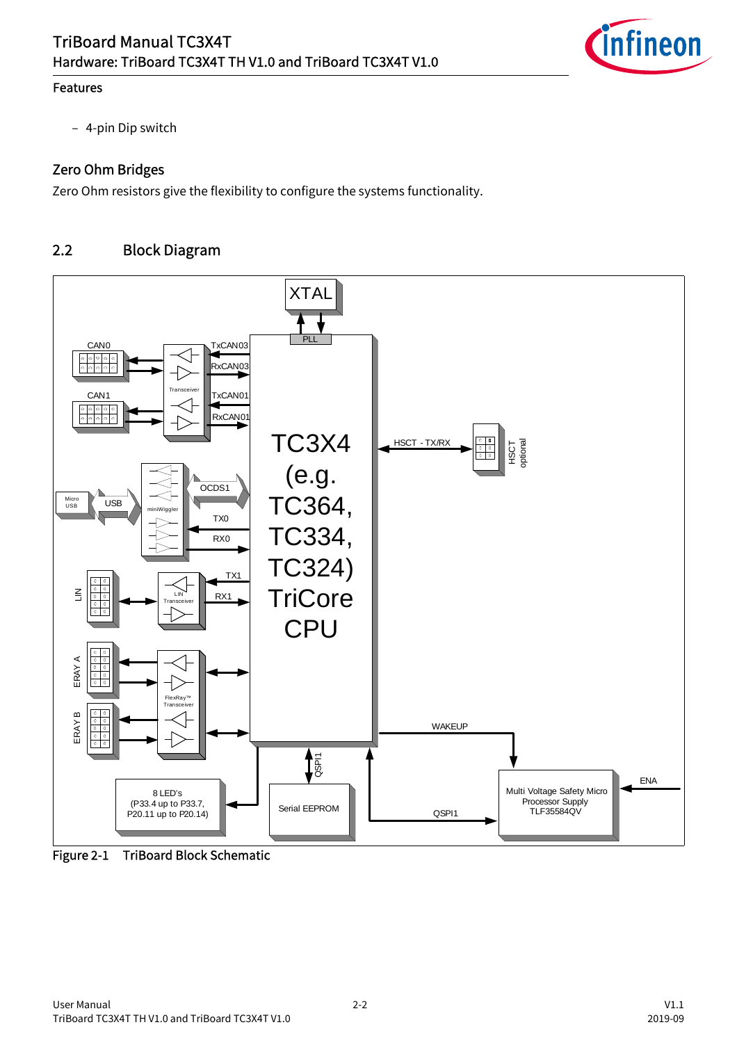– 4-pin Dip switch

### Zero Ohm Bridges

Zero Ohm resistors give the flexibility to configure the systems functionality.

## 2.2 Block Diagram

Figure 2-1 TriBoard Block Schematic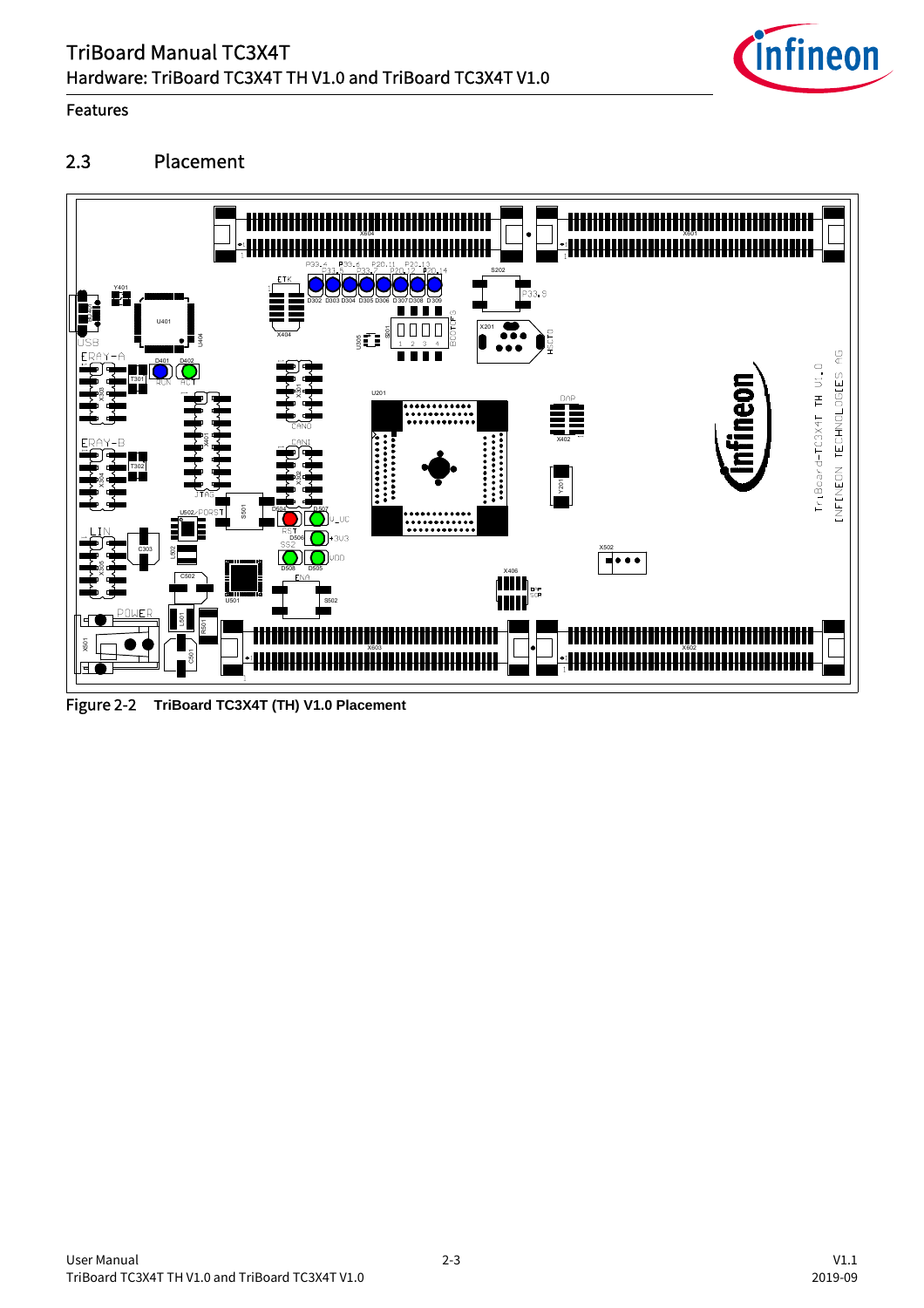## 2.3 Placement

Figure 2-2 **TriBoard TC3X4T (TH) V1.0 Placement**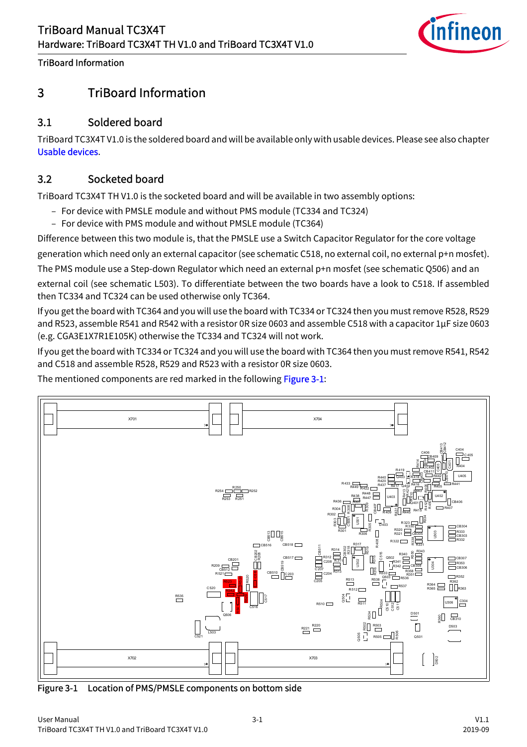# 3 TriBoard Information

## 3.1 Soldered board

TriBoard TC3X4T V1.0 is the soldered board and will be available only with usable devices. Please see also chapter Usable devices.

## 3.2 Socketed board

TriBoard TC3X4T TH V1.0 is the socketed board and will be available in two assembly options:

- For device with PMSLE module and without PMS module (TC334 and TC324)
- For device with PMS module and without PMSLE module (TC364)

Difference between this two module is, that the PMSLE use a Switch Capacitor Regulator for the core voltage generation which need only an external capacitor (see schematic C518, no external coil, no external p+n mosfet). The PMS module use a Step-down Regulator which need an external p+n mosfet (see schematic Q506) and an external coil (see schematic L503). To differentiate between the two boards have a look to C518. If assembled then TC334 and TC324 can be used otherwise only TC364.

If you get the board with TC364 and you will use the board with TC334 or TC324 then you must remove R528, R529 and R523, assemble R541 and R542 with a resistor 0R size 0603 and assemble C518 with a capacitor 1µF size 0603 (e.g. CGA3E1X7R1E105K) otherwise the TC334 and TC324 will not work.

If you get the board with TC334 or TC324 and you will use the board with TC364 then you must remove R541, R542 and C518 and assemble R528, R529 and R523 with a resistor 0R size 0603.

The mentioned components are red marked in the following Figure 3-1:

Figure 3-1 Location of PMS/PMSLE components on bottom side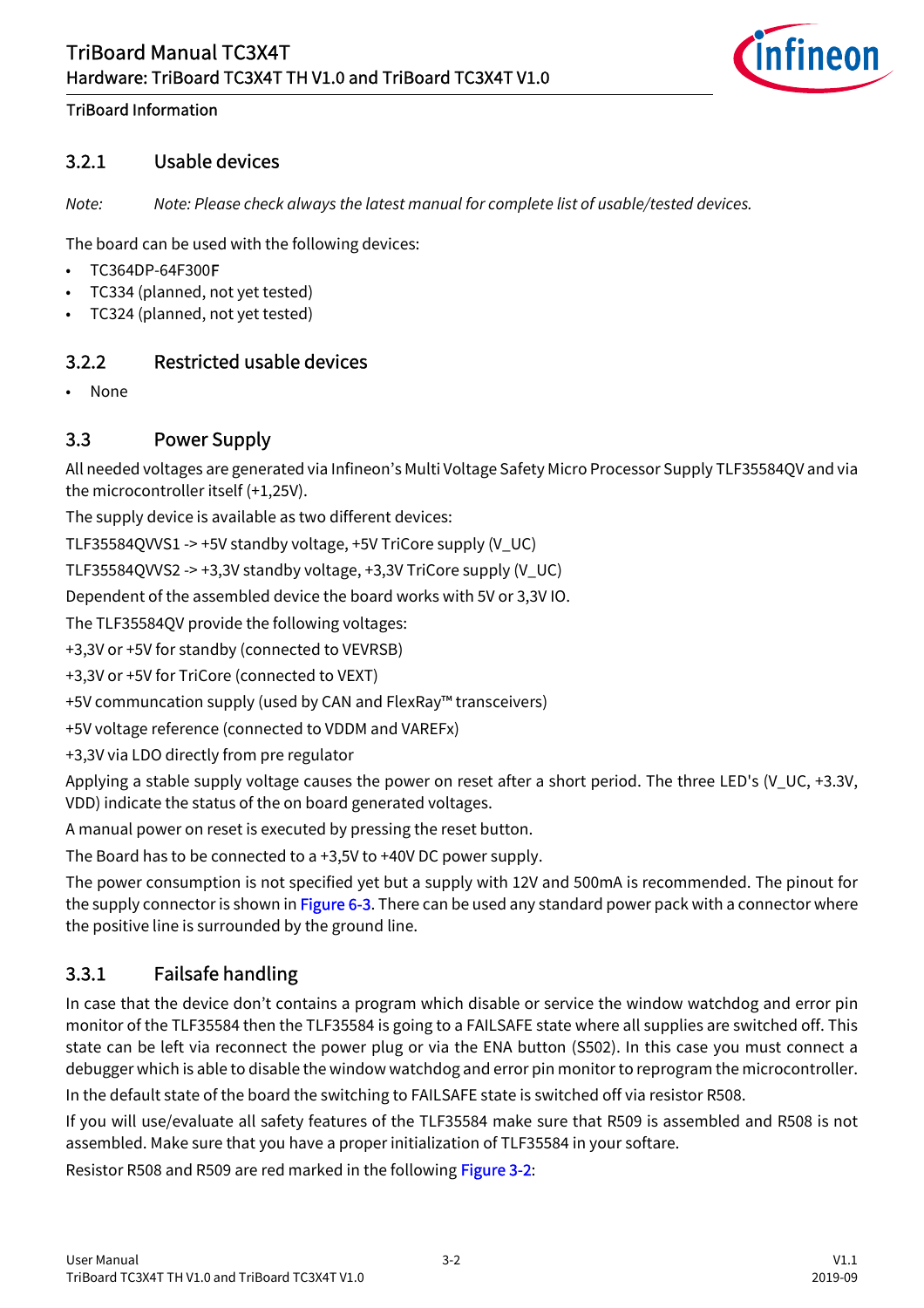### 3.2.1 Usable devices

*Note: Note: Please check always the latest manual for complete list of usable/tested devices.*

The board can be used with the following devices:

- TC364DP-64F300F
- TC334 (planned, not yet tested)
- TC324 (planned, not yet tested)

### 3.2.2 Restricted usable devices

- None

## 3.3 Power Supply

All needed voltages are generated via Infineon's Multi Voltage Safety Micro Processor Supply TLF35584QV and via the microcontroller itself (+1,25V).

The supply device is available as two different devices:

TLF35584QVVS1 -> +5V standby voltage, +5V TriCore supply (V_UC)

TLF35584QVVS2 -> +3,3V standby voltage, +3,3V TriCore supply (V_UC)

Dependent of the assembled device the board works with 5V or 3,3V IO.

The TLF35584QV provide the following voltages:

+3,3V or +5V for standby (connected to VEVRSB)

+3,3V or +5V for TriCore (connected to VEXT)

+5V communcation supply (used by CAN and FlexRay™ transceivers)

+5V voltage reference (connected to VDDM and VAREFx)

+3,3V via LDO directly from pre regulator

Applying a stable supply voltage causes the power on reset after a short period. The three LED's (V_UC, +3.3V, VDD) indicate the status of the on board generated voltages.

A manual power on reset is executed by pressing the reset button.

The Board has to be connected to a +3,5V to +40V DC power supply.

The power consumption is not specified yet but a supply with 12V and 500mA is recommended. The pinout for the supply connector is shown in Figure 6-3. There can be used any standard power pack with a connector where the positive line is surrounded by the ground line.

### 3.3.1 Failsafe handling

In case that the device don't contains a program which disable or service the window watchdog and error pin monitor of the TLF35584 then the TLF35584 is going to a FAILSAFE state where all supplies are switched off. This state can be left via reconnect the power plug or via the ENA button (S502). In this case you must connect a debugger which is able to disable the window watchdog and error pin monitor to reprogram the microcontroller.

In the default state of the board the switching to FAILSAFE state is switched off via resistor R508.

If you will use/evaluate all safety features of the TLF35584 make sure that R509 is assembled and R508 is not assembled. Make sure that you have a proper initialization of TLF35584 in your softare.

Resistor R508 and R509 are red marked in the following Figure 3-2: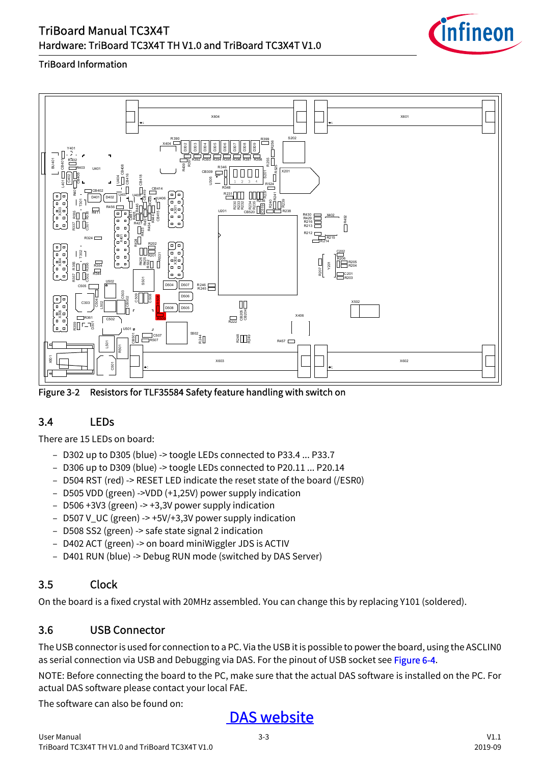Figure 3-2 Resistors for TLF35584 Safety feature handling with switch on

## 3.4 LEDs

There are 15 LEDs on board:

- D302 up to D305 (blue) -> toogle LEDs connected to P33.4 ... P33.7
- D306 up to D309 (blue) -> toogle LEDs connected to P20.11 ... P20.14
- D504 RST (red) -> RESET LED indicate the reset state of the board (/ESR0)
- D505 VDD (green) ->VDD (+1,25V) power supply indication
- D506 +3V3 (green) -> +3,3V power supply indication
- D507 V_UC (green) -> +5V/+3,3V power supply indication
- D508 SS2 (green) -> safe state signal 2 indication
- D402 ACT (green) -> on board miniWiggler JDS is ACTIV
- D401 RUN (blue) -> Debug RUN mode (switched by DAS Server)

## 3.5 Clock

On the board is a fixed crystal with 20MHz assembled. You can change this by replacing Y101 (soldered).

## 3.6 USB Connector

The USB connector is used for connection to a PC. Via the USB it is possible to power the board, using the ASCLIN0 as serial connection via USB and Debugging via DAS. For the pinout of USB socket see Figure 6-4.

NOTE: Before connecting the board to the PC, make sure that the actual DAS software is installed on the PC. For actual DAS software please contact your local FAE.

The software can also be found on:

DAS website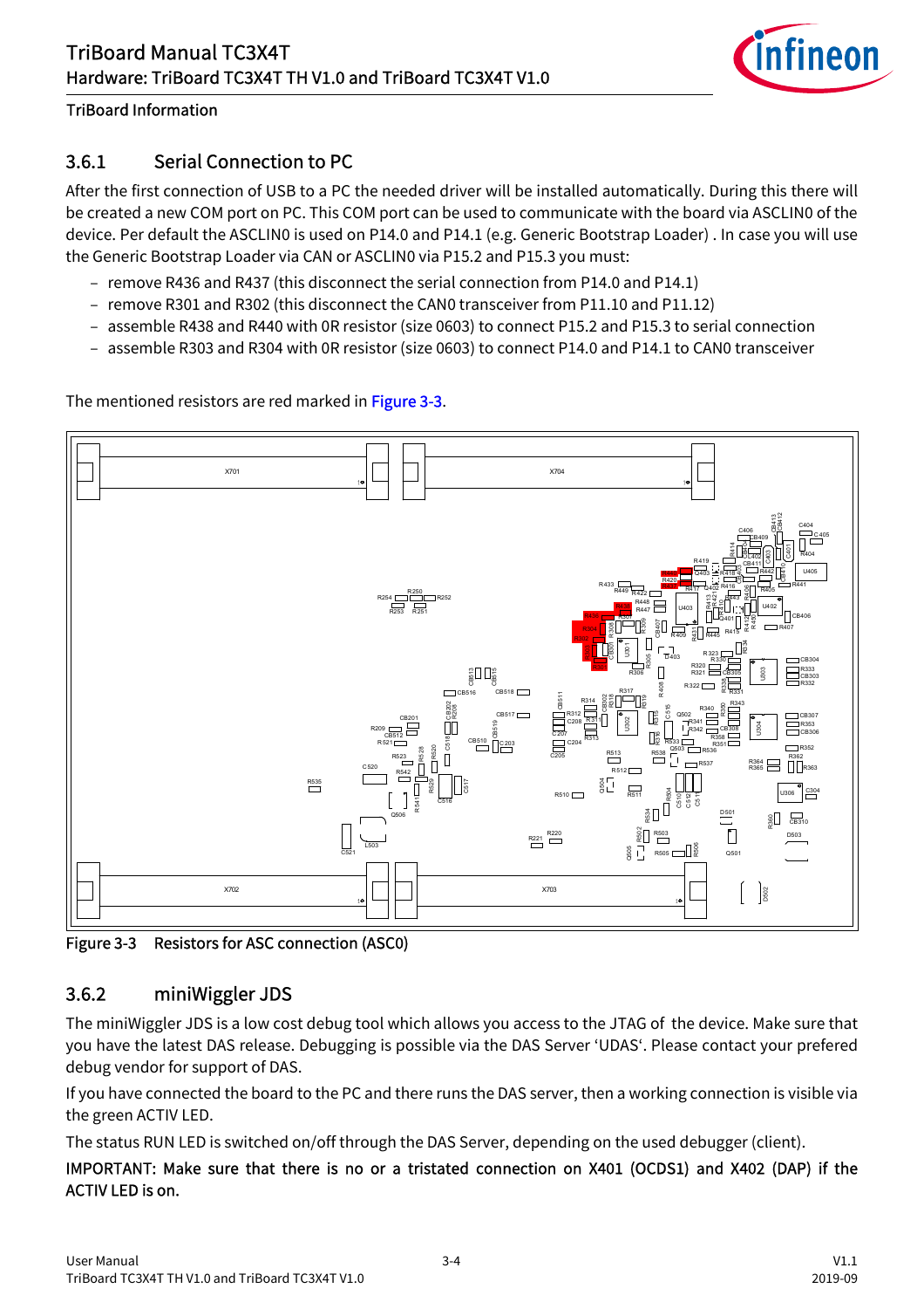### 3.6.1 Serial Connection to PC

After the first connection of USB to a PC the needed driver will be installed automatically. During this there will be created a new COM port on PC. This COM port can be used to communicate with the board via ASCLIN0 of the device. Per default the ASCLIN0 is used on P14.0 and P14.1 (e.g. Generic Bootstrap Loader) . In case you will use the Generic Bootstrap Loader via CAN or ASCLIN0 via P15.2 and P15.3 you must:

- remove R436 and R437 (this disconnect the serial connection from P14.0 and P14.1)
- remove R301 and R302 (this disconnect the CAN0 transceiver from P11.10 and P11.12)
- assemble R438 and R440 with 0R resistor (size 0603) to connect P15.2 and P15.3 to serial connection
- assemble R303 and R304 with 0R resistor (size 0603) to connect P14.0 and P14.1 to CAN0 transceiver

The mentioned resistors are red marked in Figure 3-3.

Figure 3-3 Resistors for ASC connection (ASC0)

### 3.6.2 miniWiggler JDS

The miniWiggler JDS is a low cost debug tool which allows you access to the JTAG of the device. Make sure that you have the latest DAS release. Debugging is possible via the DAS Server 'UDAS'. Please contact your prefered debug vendor for support of DAS.

If you have connected the board to the PC and there runs the DAS server, then a working connection is visible via the green ACTIV LED.

The status RUN LED is switched on/off through the DAS Server, depending on the used debugger (client).

IMPORTANT: Make sure that there is no or a tristated connection on X401 (OCDS1) and X402 (DAP) if the ACTIV LED is on.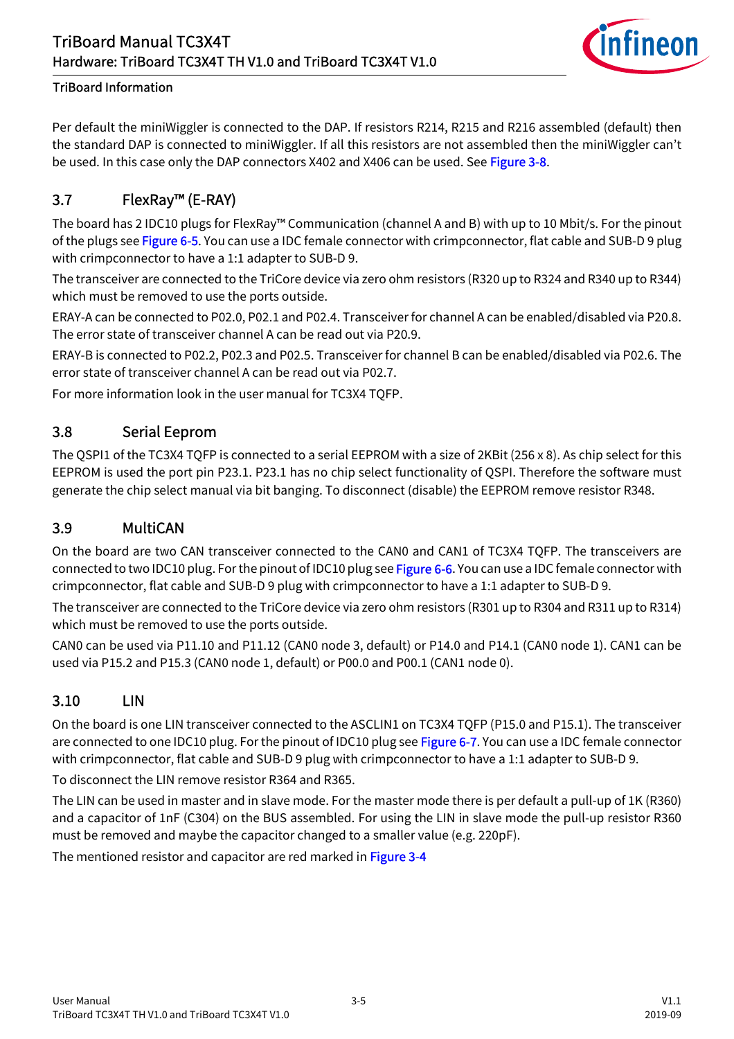Per default the miniWiggler is connected to the DAP. If resistors R214, R215 and R216 assembled (default) then the standard DAP is connected to miniWiggler. If all this resistors are not assembled then the miniWiggler can't be used. In this case only the DAP connectors X402 and X406 can be used. See Figure 3-8.

## 3.7 FlexRay™ (E-RAY)

The board has 2 IDC10 plugs for FlexRay™ Communication (channel A and B) with up to 10 Mbit/s. For the pinout of the plugs see Figure 6-5. You can use a IDC female connector with crimpconnector, flat cable and SUB-D 9 plug with crimpconnector to have a 1:1 adapter to SUB-D 9.

The transceiver are connected to the TriCore device via zero ohm resistors (R320 up to R324 and R340 up to R344) which must be removed to use the ports outside.

ERAY-A can be connected to P02.0, P02.1 and P02.4. Transceiver for channel A can be enabled/disabled via P20.8. The error state of transceiver channel A can be read out via P20.9.

ERAY-B is connected to P02.2, P02.3 and P02.5. Transceiver for channel B can be enabled/disabled via P02.6. The error state of transceiver channel A can be read out via P02.7.

For more information look in the user manual for TC3X4 TQFP.

## 3.8 Serial Eeprom

The QSPI1 of the TC3X4 TQFP is connected to a serial EEPROM with a size of 2KBit (256 x 8). As chip select for this EEPROM is used the port pin P23.1. P23.1 has no chip select functionality of QSPI. Therefore the software must generate the chip select manual via bit banging. To disconnect (disable) the EEPROM remove resistor R348.

## 3.9 MultiCAN

On the board are two CAN transceiver connected to the CAN0 and CAN1 of TC3X4 TQFP. The transceivers are connected to two IDC10 plug. For the pinout of IDC10 plug see Figure 6-6. You can use a IDC female connector with crimpconnector, flat cable and SUB-D 9 plug with crimpconnector to have a 1:1 adapter to SUB-D 9.

The transceiver are connected to the TriCore device via zero ohm resistors (R301 up to R304 and R311 up to R314) which must be removed to use the ports outside.

CAN0 can be used via P11.10 and P11.12 (CAN0 node 3, default) or P14.0 and P14.1 (CAN0 node 1). CAN1 can be used via P15.2 and P15.3 (CAN0 node 1, default) or P00.0 and P00.1 (CAN1 node 0).

## 3.10 LIN

On the board is one LIN transceiver connected to the ASCLIN1 on TC3X4 TQFP (P15.0 and P15.1). The transceiver are connected to one IDC10 plug. For the pinout of IDC10 plug see Figure 6-7. You can use a IDC female connector with crimpconnector, flat cable and SUB-D 9 plug with crimpconnector to have a 1:1 adapter to SUB-D 9.

To disconnect the LIN remove resistor R364 and R365.

The LIN can be used in master and in slave mode. For the master mode there is per default a pull-up of 1K (R360) and a capacitor of 1nF (C304) on the BUS assembled. For using the LIN in slave mode the pull-up resistor R360 must be removed and maybe the capacitor changed to a smaller value (e.g. 220pF).

The mentioned resistor and capacitor are red marked in Figure 3-4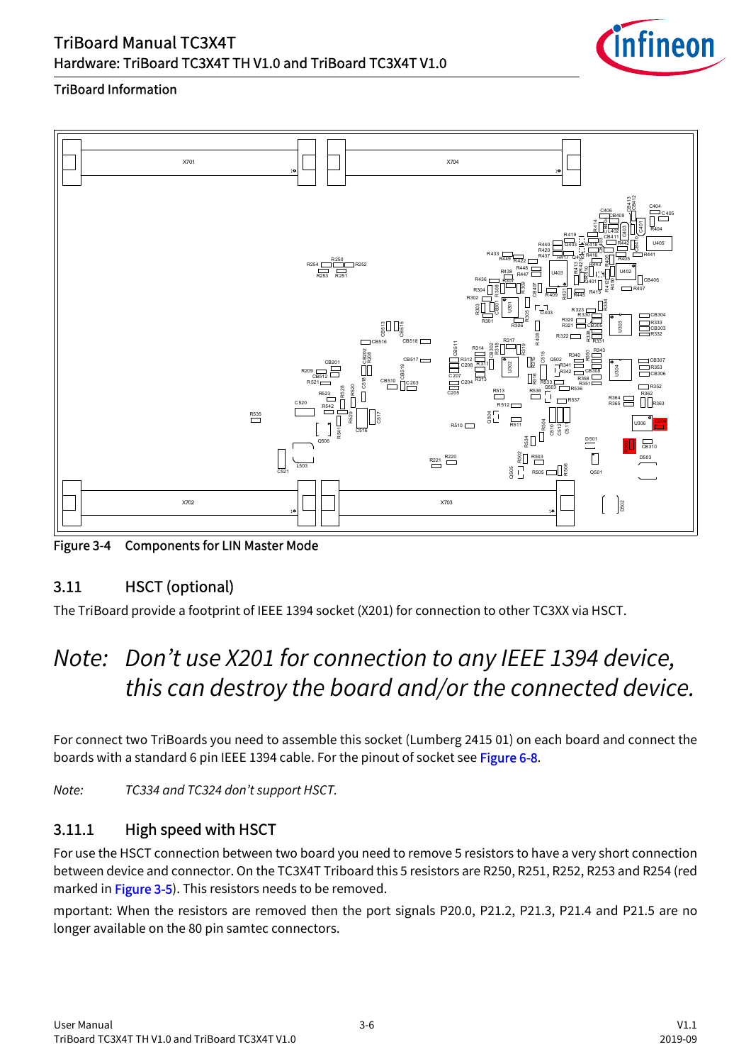TriBoard Information

Figure 3-4 Components for LIN Master Mode

## 3.11 HSCT (optional)

The TriBoard provide a footprint of IEEE 1394 socket (X201) for connection to other TC3XX via HSCT.

*Note: Don't use X201 for connection to any IEEE 1394 device, this can destroy the board and/or the connected device.*

For connect two TriBoards you need to assemble this socket (Lumberg 2415 01) on each board and connect the boards with a standard 6 pin IEEE 1394 cable. For the pinout of socket see Figure 6-8.

*Note: TC334 and TC324 don't support HSCT.*

### 3.11.1 High speed with HSCT

For use the HSCT connection between two board you need to remove 5 resistors to have a very short connection between device and connector. On the TC3X4T Triboard this 5 resistors are R250, R251, R252, R253 and R254 (red marked in Figure 3-5). This resistors needs to be removed.

mportant: When the resistors are removed then the port signals P20.0, P21.2, P21.3, P21.4 and P21.5 are no longer available on the 80 pin samtec connectors.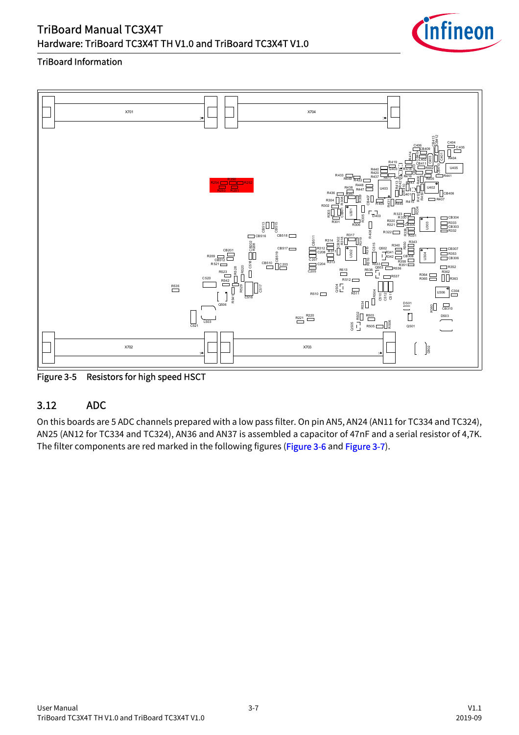Figure 3-5 Resistors for high speed HSCT

## 3.12 ADC

On this boards are 5 ADC channels prepared with a low pass filter. On pin AN5, AN24 (AN11 for TC334 and TC324), AN25 (AN12 for TC334 and TC324), AN36 and AN37 is assembled a capacitor of 47nF and a serial resistor of 4,7K. The filter components are red marked in the following figures (Figure 3-6 and Figure 3-7).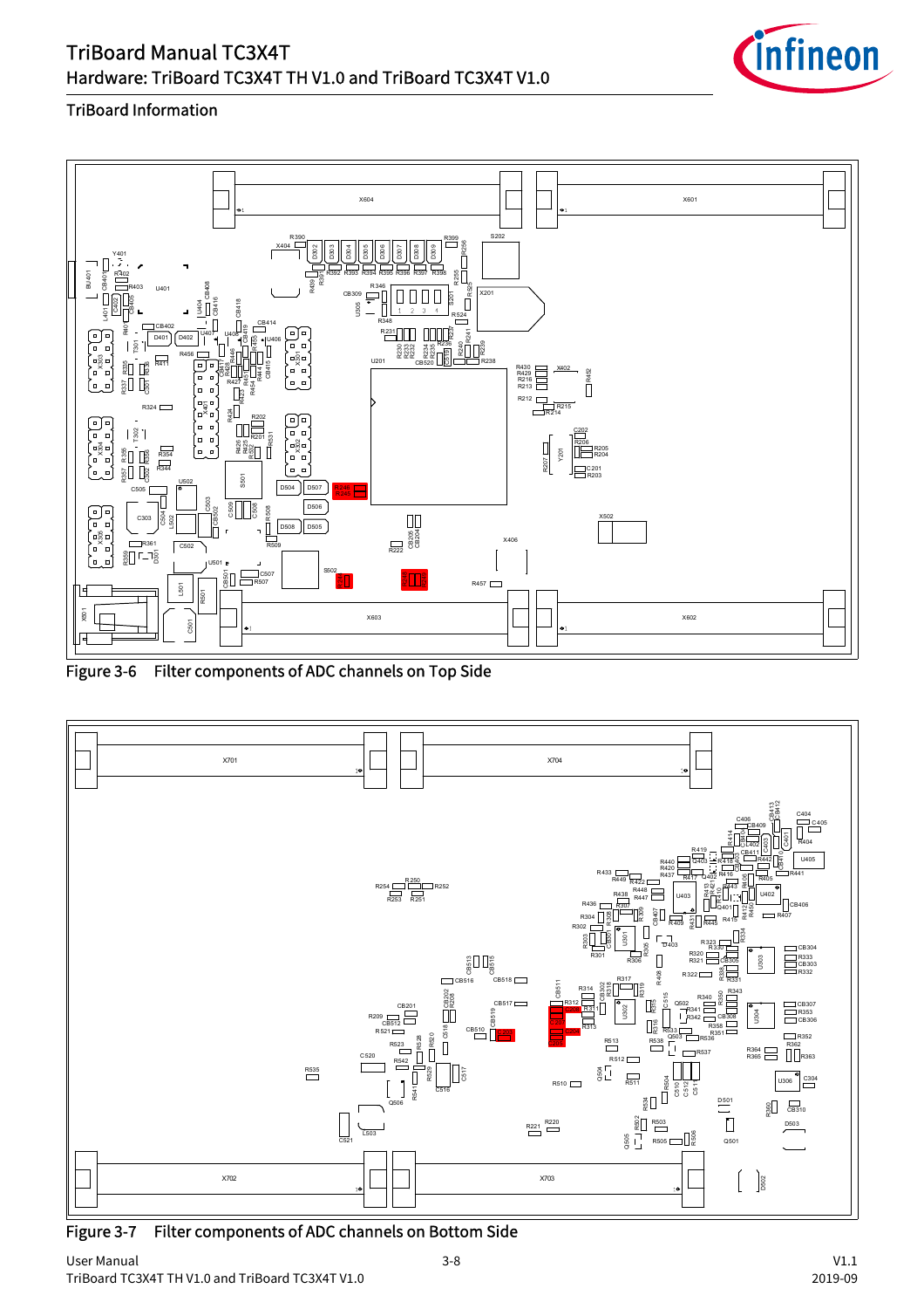Figure 3-6 Filter components of ADC channels on Top Side

Figure 3-7 Filter components of ADC channels on Bottom Side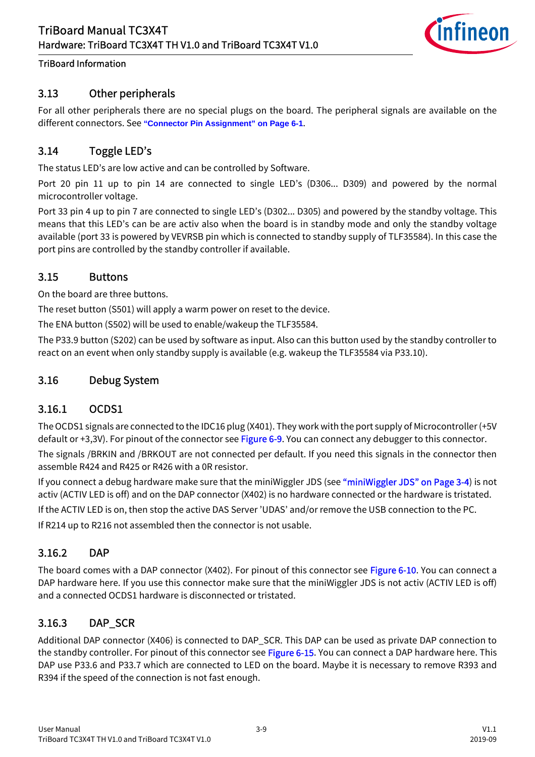## 3.13 Other peripherals

For all other peripherals there are no special plugs on the board. The peripheral signals are available on the different connectors. See **"Connector Pin Assignment" on Page 6-1**.

## 3.14 Toggle LED's

The status LED's are low active and can be controlled by Software.

Port 20 pin 11 up to pin 14 are connected to single LED's (D306... D309) and powered by the normal microcontroller voltage.

Port 33 pin 4 up to pin 7 are connected to single LED's (D302... D305) and powered by the standby voltage. This means that this LED's can be are activ also when the board is in standby mode and only the standby voltage available (port 33 is powered by VEVRSB pin which is connected to standby supply of TLF35584). In this case the port pins are controlled by the standby controller if available.

## 3.15 Buttons

On the board are three buttons.

The reset button (S501) will apply a warm power on reset to the device.

The ENA button (S502) will be used to enable/wakeup the TLF35584.

The P33.9 button (S202) can be used by software as input. Also can this button used by the standby controller to react on an event when only standby supply is available (e.g. wakeup the TLF35584 via P33.10).

## 3.16 Debug System

### 3.16.1 OCDS1

The OCDS1 signals are connected to the IDC16 plug (X401). They work with the port supply of Microcontroller (+5V default or +3,3V). For pinout of the connector see Figure 6-9. You can connect any debugger to this connector.

The signals /BRKIN and /BRKOUT are not connected per default. If you need this signals in the connector then assemble R424 and R425 or R426 with a 0R resistor.

If you connect a debug hardware make sure that the miniWiggler JDS (see "miniWiggler JDS" on Page 3-4) is not activ (ACTIV LED is off) and on the DAP connector (X402) is no hardware connected or the hardware is tristated.

If the ACTIV LED is on, then stop the active DAS Server 'UDAS' and/or remove the USB connection to the PC.

If R214 up to R216 not assembled then the connector is not usable.

### 3.16.2 DAP

The board comes with a DAP connector (X402). For pinout of this connector see Figure 6-10. You can connect a DAP hardware here. If you use this connector make sure that the miniWiggler JDS is not activ (ACTIV LED is off) and a connected OCDS1 hardware is disconnected or tristated.

### 3.16.3 DAP_SCR

Additional DAP connector (X406) is connected to DAP_SCR. This DAP can be used as private DAP connection to the standby controller. For pinout of this connector see Figure 6-15. You can connect a DAP hardware here. This DAP use P33.6 and P33.7 which are connected to LED on the board. Maybe it is necessary to remove R393 and R394 if the speed of the connection is not fast enough.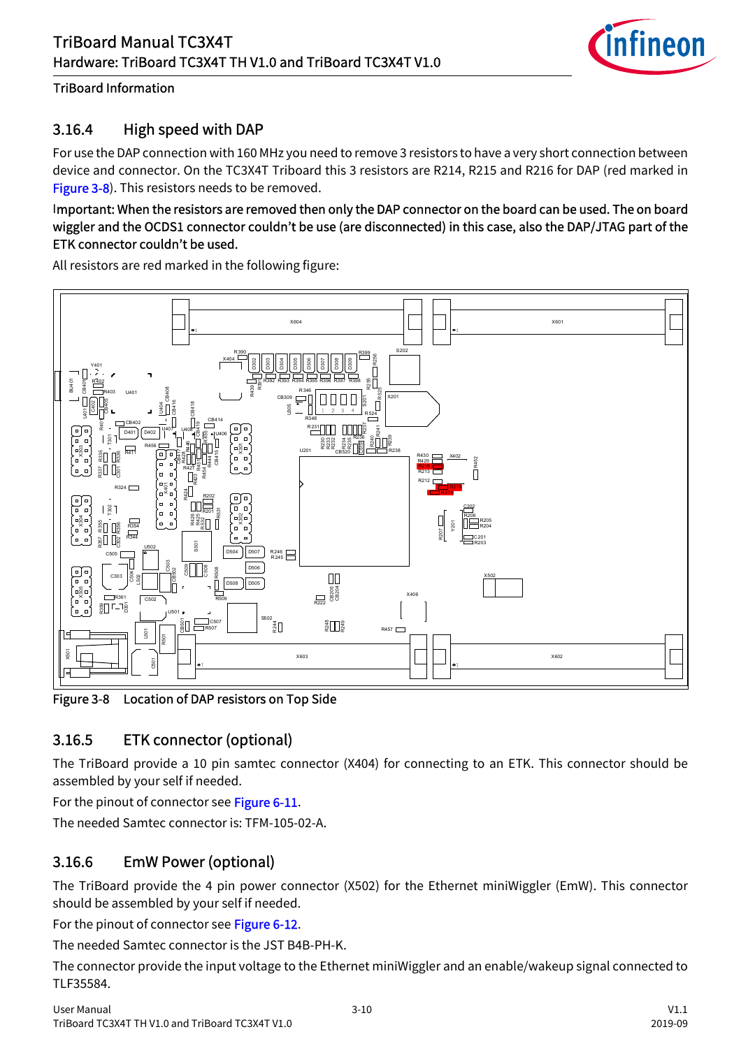## 3.16.4 High speed with DAP

For use the DAP connection with 160 MHz you need to remove 3 resistors to have a very short connection between device and connector. On the TC3X4T Triboard this 3 resistors are R214, R215 and R216 for DAP (red marked in Figure 3-8). This resistors needs to be removed.

**Important: When the resistors are removed then only the DAP connector on the board can be used. The on board wiggler and the OCDS1 connector couldn't be use (are disconnected) in this case, also the DAP/JTAG part of the ETK connector couldn't be used.**

All resistors are red marked in the following figure:

Figure 3-8 Location of DAP resistors on Top Side

## 3.16.5 ETK connector (optional)

The TriBoard provide a 10 pin samtec connector (X404) for connecting to an ETK. This connector should be assembled by your self if needed.

For the pinout of connector see Figure 6-11.

The needed Samtec connector is: TFM-105-02-A.

## 3.16.6 EmW Power (optional)

The TriBoard provide the 4 pin power connector (X502) for the Ethernet miniWiggler (EmW). This connector should be assembled by your self if needed.

For the pinout of connector see Figure 6-12.

The needed Samtec connector is the JST B4B-PH-K.

The connector provide the input voltage to the Ethernet miniWiggler and an enable/wakeup signal connected to TLF35584.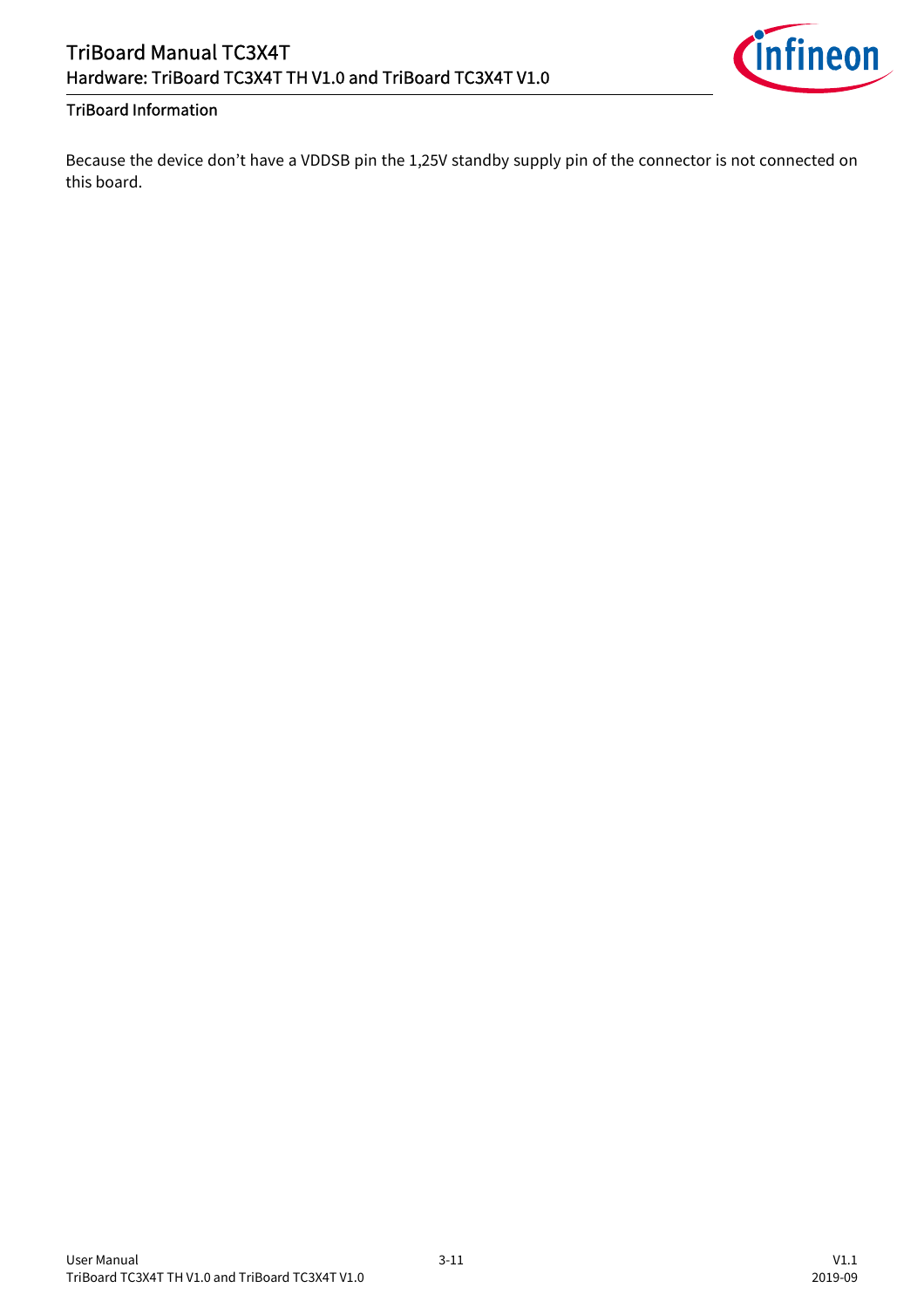Because the device don't have a VDDSB pin the 1,25V standby supply pin of the connector is not connected on this board.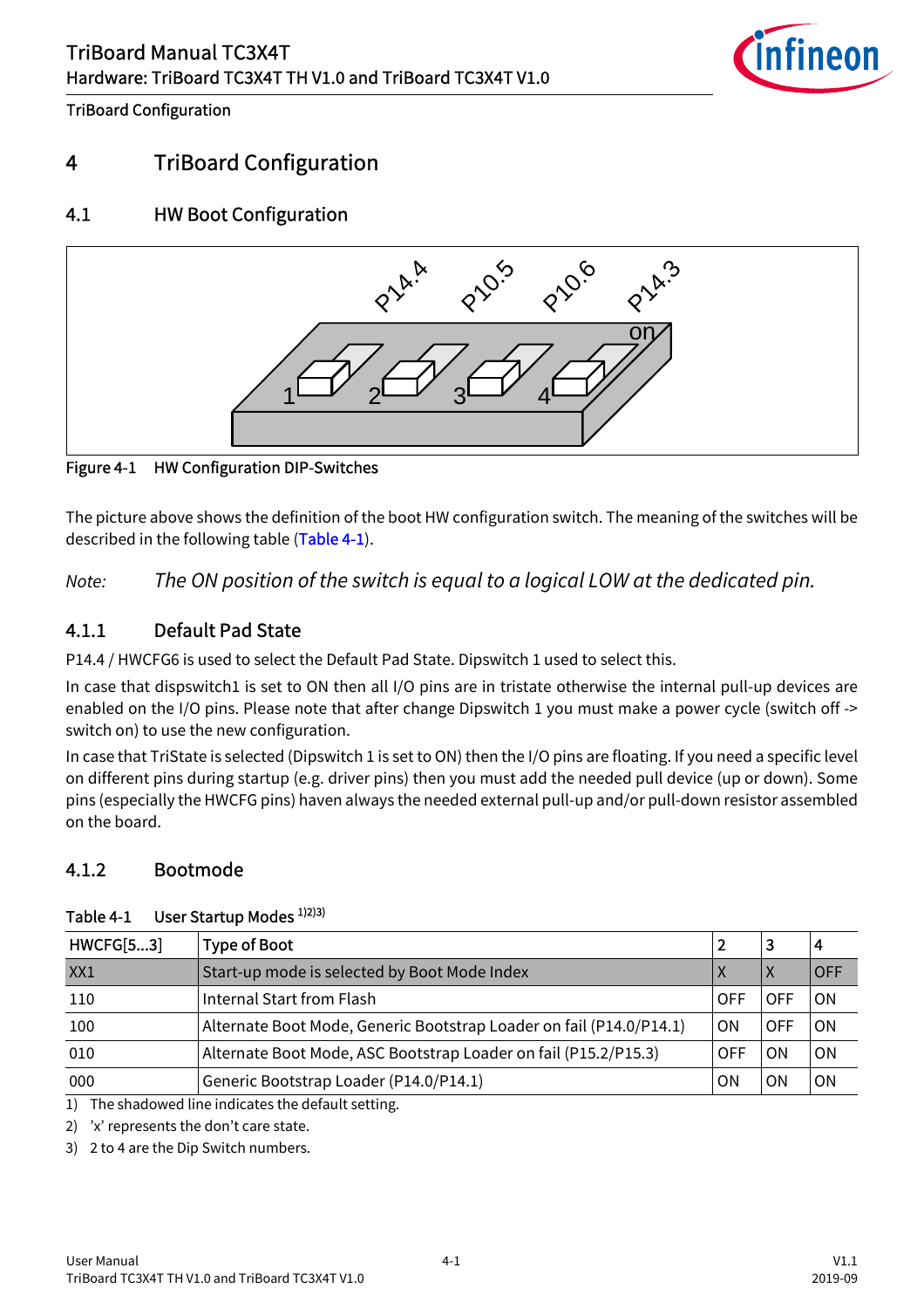# 4 TriBoard Configuration

## 4.1 HW Boot Configuration

Figure 4-1 HW Configuration DIP-Switches

The picture above shows the definition of the boot HW configuration switch. The meaning of the switches will be described in the following table (Table 4-1).

*Note: The ON position of the switch is equal to a logical LOW at the dedicated pin.*

### 4.1.1 Default Pad State

P14.4 / HWCFG6 is used to select the Default Pad State. Dipswitch 1 used to select this.

In case that dispswitch1 is set to ON then all I/O pins are in tristate otherwise the internal pull-up devices are enabled on the I/O pins. Please note that after change Dipswitch 1 you must make a power cycle (switch off -> switch on) to use the new configuration.

In case that TriState is selected (Dipswitch 1 is set to ON) then the I/O pins are floating. If you need a specific level on different pins during startup (e.g. driver pins) then you must add the needed pull device (up or down). Some pins (especially the HWCFG pins) haven always the needed external pull-up and/or pull-down resistor assembled on the board.

### 4.1.2 Bootmode

Table 4-1 User Startup Modes [1)2)3)]

| HWCFG[5...3] | Type of Boot | 2 | 3 | 4 |
|---|---|---|---|---|
| XX1 | Start-up mode is selected by Boot Mode Index | X | X | OFF |
| 110 | Internal Start from Flash | OFF | OFF | ON |
| 100 | Alternate Boot Mode, Generic Bootstrap Loader on fail (P14.0/P14.1) | ON | OFF | ON |
| 010 | Alternate Boot Mode, ASC Bootstrap Loader on fail (P15.2/P15.3) | OFF | ON | ON |
| 000 | Generic Bootstrap Loader (P14.0/P14.1) | ON | ON | ON |

1) The shadowed line indicates the default setting.

2) 'x' represents the don't care state.

3) 2 to 4 are the Dip Switch numbers.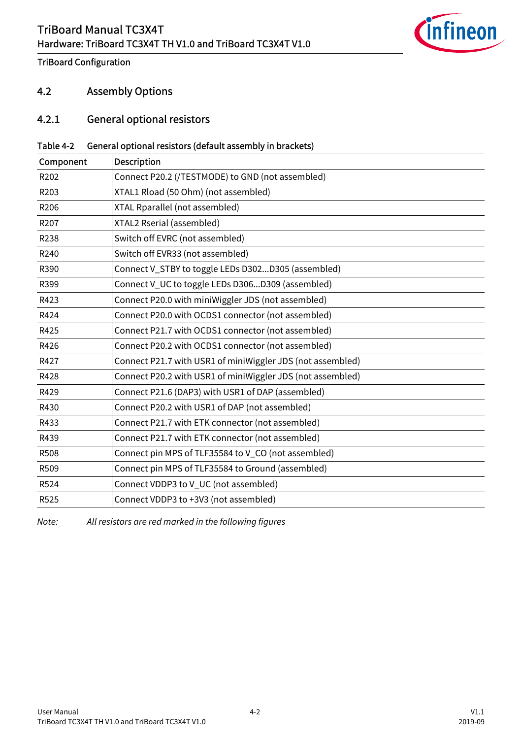## 4.2 Assembly Options

### 4.2.1 General optional resistors

Table 4-2 General optional resistors (default assembly in brackets)

| Component | Description |
|---|---|
| R202 | Connect P20.2 (/TESTMODE) to GND (not assembled) |
| R203 | XTAL1 Rload (50 Ohm) (not assembled) |
| R206 | XTAL Rparallel (not assembled) |
| R207 | XTAL2 Rserial (assembled) |
| R238 | Switch off EVRC (not assembled) |
| R240 | Switch off EVR33 (not assembled) |
| R390 | Connect V_STBY to toggle LEDs D302...D305 (assembled) |
| R399 | Connect V_UC to toggle LEDs D306...D309 (assembled) |
| R423 | Connect P20.0 with miniWiggler JDS (not assembled) |
| R424 | Connect P20.0 with OCDS1 connector (not assembled) |
| R425 | Connect P21.7 with OCDS1 connector (not assembled) |
| R426 | Connect P20.2 with OCDS1 connector (not assembled) |
| R427 | Connect P21.7 with USR1 of miniWiggler JDS (not assembled) |
| R428 | Connect P20.2 with USR1 of miniWiggler JDS (not assembled) |
| R429 | Connect P21.6 (DAP3) with USR1 of DAP (assembled) |
| R430 | Connect P20.2 with USR1 of DAP (not assembled) |
| R433 | Connect P21.7 with ETK connector (not assembled) |
| R439 | Connect P21.7 with ETK connector (not assembled) |
| R508 | Connect pin MPS of TLF35584 to V_CO (not assembled) |
| R509 | Connect pin MPS of TLF35584 to Ground (assembled) |
| R524 | Connect VDDP3 to V_UC (not assembled) |
| R525 | Connect VDDP3 to +3V3 (not assembled) |

*Note: All resistors are red marked in the following figures*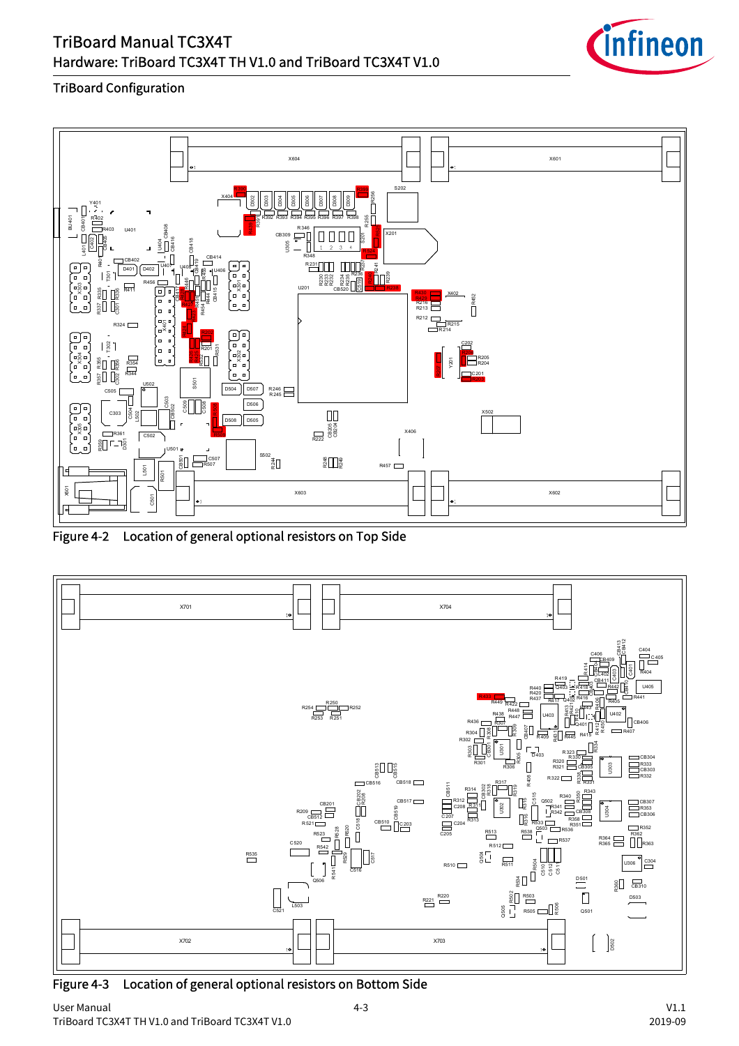## TriBoard Configuration

Figure 4-2 Location of general optional resistors on Top Side

Figure 4-3 Location of general optional resistors on Bottom Side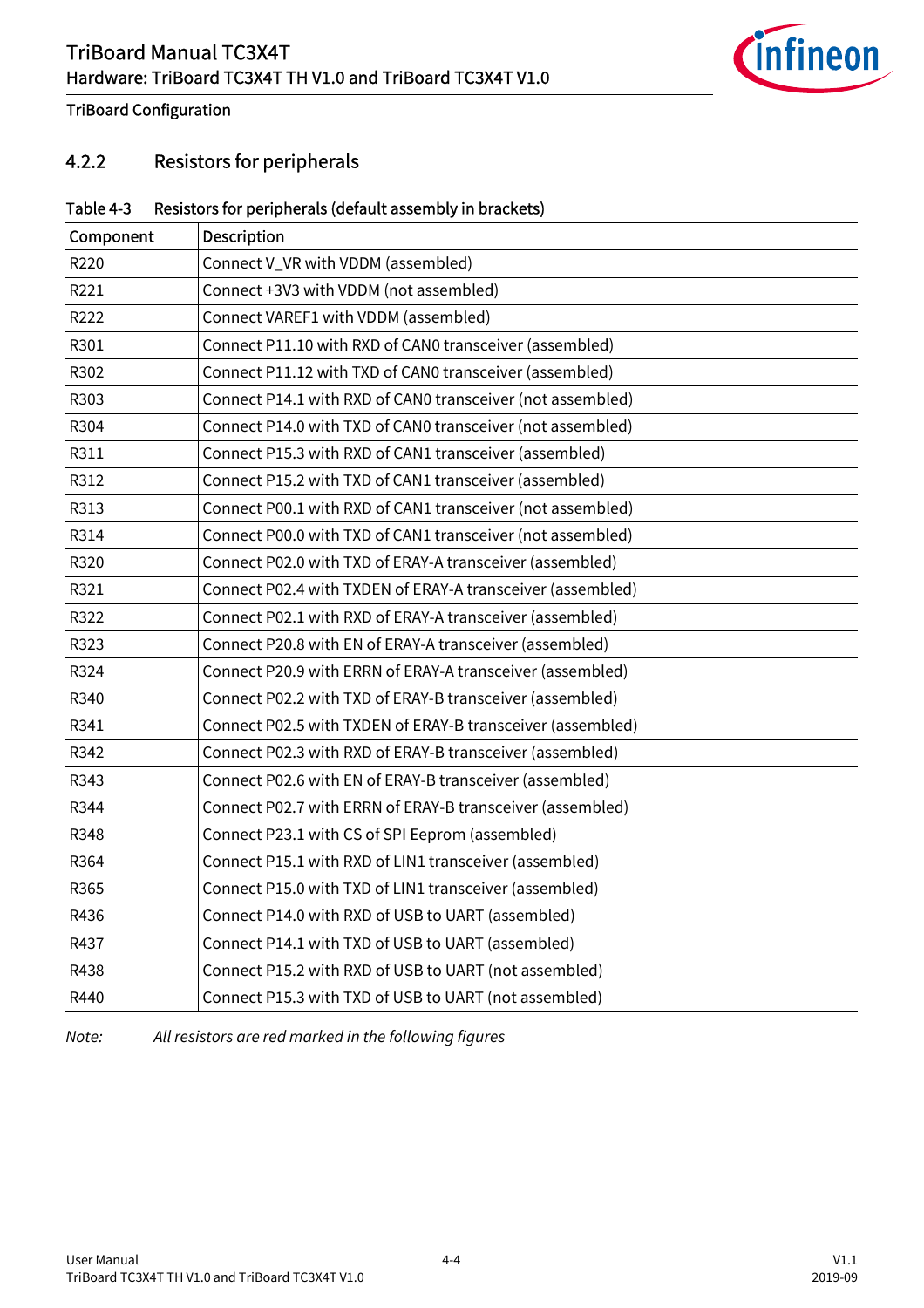### 4.2.2 Resistors for peripherals

Table 4-3 Resistors for peripherals (default assembly in brackets)

| Component | Description |
|---|---|
| R220 | Connect V_VR with VDDM (assembled) |
| R221 | Connect +3V3 with VDDM (not assembled) |
| R222 | Connect VAREF1 with VDDM (assembled) |
| R301 | Connect P11.10 with RXD of CAN0 transceiver (assembled) |
| R302 | Connect P11.12 with TXD of CAN0 transceiver (assembled) |
| R303 | Connect P14.1 with RXD of CAN0 transceiver (not assembled) |
| R304 | Connect P14.0 with TXD of CAN0 transceiver (not assembled) |
| R311 | Connect P15.3 with RXD of CAN1 transceiver (assembled) |
| R312 | Connect P15.2 with TXD of CAN1 transceiver (assembled) |
| R313 | Connect P00.1 with RXD of CAN1 transceiver (not assembled) |
| R314 | Connect P00.0 with TXD of CAN1 transceiver (not assembled) |
| R320 | Connect P02.0 with TXD of ERAY-A transceiver (assembled) |
| R321 | Connect P02.4 with TXDEN of ERAY-A transceiver (assembled) |
| R322 | Connect P02.1 with RXD of ERAY-A transceiver (assembled) |
| R323 | Connect P20.8 with EN of ERAY-A transceiver (assembled) |
| R324 | Connect P20.9 with ERRN of ERAY-A transceiver (assembled) |
| R340 | Connect P02.2 with TXD of ERAY-B transceiver (assembled) |
| R341 | Connect P02.5 with TXDEN of ERAY-B transceiver (assembled) |
| R342 | Connect P02.3 with RXD of ERAY-B transceiver (assembled) |
| R343 | Connect P02.6 with EN of ERAY-B transceiver (assembled) |
| R344 | Connect P02.7 with ERRN of ERAY-B transceiver (assembled) |
| R348 | Connect P23.1 with CS of SPI Eeprom (assembled) |
| R364 | Connect P15.1 with RXD of LIN1 transceiver (assembled) |
| R365 | Connect P15.0 with TXD of LIN1 transceiver (assembled) |
| R436 | Connect P14.0 with RXD of USB to UART (assembled) |
| R437 | Connect P14.1 with TXD of USB to UART (assembled) |
| R438 | Connect P15.2 with RXD of USB to UART (not assembled) |
| R440 | Connect P15.3 with TXD of USB to UART (not assembled) |

*Note: All resistors are red marked in the following figures*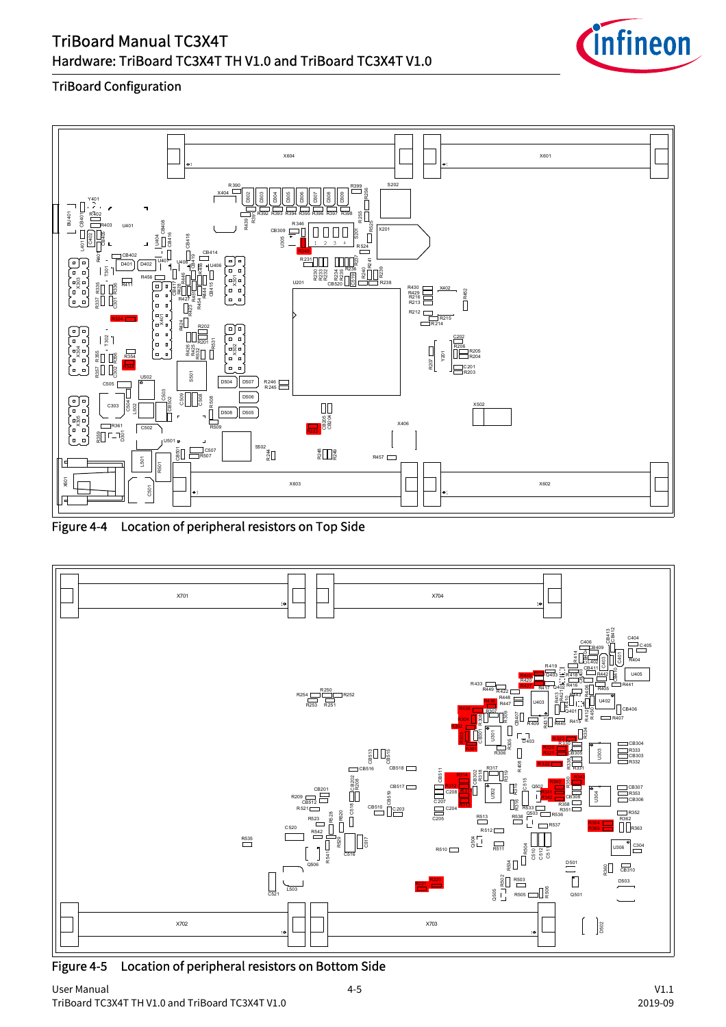## TriBoard Configuration

Figure 4-4 Location of peripheral resistors on Top Side

Figure 4-5 Location of peripheral resistors on Bottom Side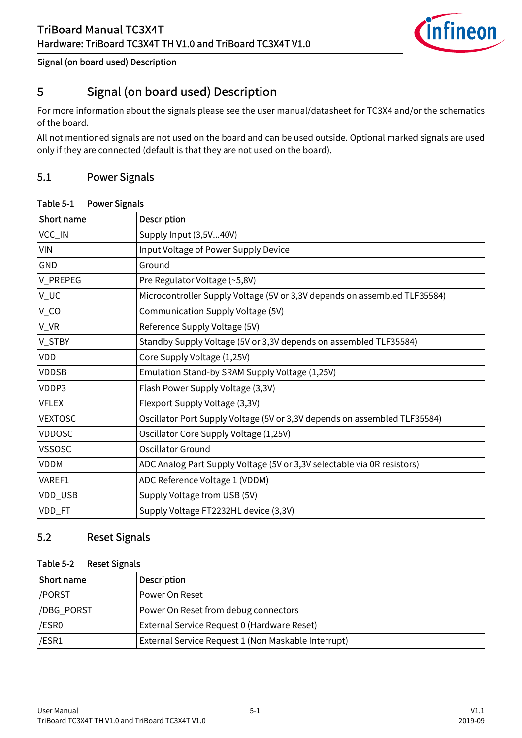# 5 Signal (on board used) Description

For more information about the signals please see the user manual/datasheet for TC3X4 and/or the schematics of the board.

All not mentioned signals are not used on the board and can be used outside. Optional marked signals are used only if they are connected (default is that they are not used on the board).

## 5.1 Power Signals

Table 5-1 Power Signals

| Short name | Description |
|---|---|
| VCC_IN | Supply Input (3,5V...40V) |
| VIN | Input Voltage of Power Supply Device |
| GND | Ground |
| V_PREPEG | Pre Regulator Voltage (~5,8V) |
| V_UC | Microcontroller Supply Voltage (5V or 3,3V depends on assembled TLF35584) |
| V_CO | Communication Supply Voltage (5V) |
| V_VR | Reference Supply Voltage (5V) |
| V_STBY | Standby Supply Voltage (5V or 3,3V depends on assembled TLF35584) |
| VDD | Core Supply Voltage (1,25V) |
| VDDSB | Emulation Stand-by SRAM Supply Voltage (1,25V) |
| VDDP3 | Flash Power Supply Voltage (3,3V) |
| VFLEX | Flexport Supply Voltage (3,3V) |
| VEXTOSC | Oscillator Port Supply Voltage (5V or 3,3V depends on assembled TLF35584) |
| VDDOSC | Oscillator Core Supply Voltage (1,25V) |
| VSSOSC | Oscillator Ground |
| VDDM | ADC Analog Part Supply Voltage (5V or 3,3V selectable via 0R resistors) |
| VAREF1 | ADC Reference Voltage 1 (VDDM) |
| VDD_USB | Supply Voltage from USB (5V) |
| VDD_FT | Supply Voltage FT2232HL device (3,3V) |

## 5.2 Reset Signals

Table 5-2 Reset Signals

| Short name | Description |
|---|---|
| /PORST | Power On Reset |
| /DBG_PORST | Power On Reset from debug connectors |
| /ESR0 | External Service Request 0 (Hardware Reset) |
| /ESR1 | External Service Request 1 (Non Maskable Interrupt) |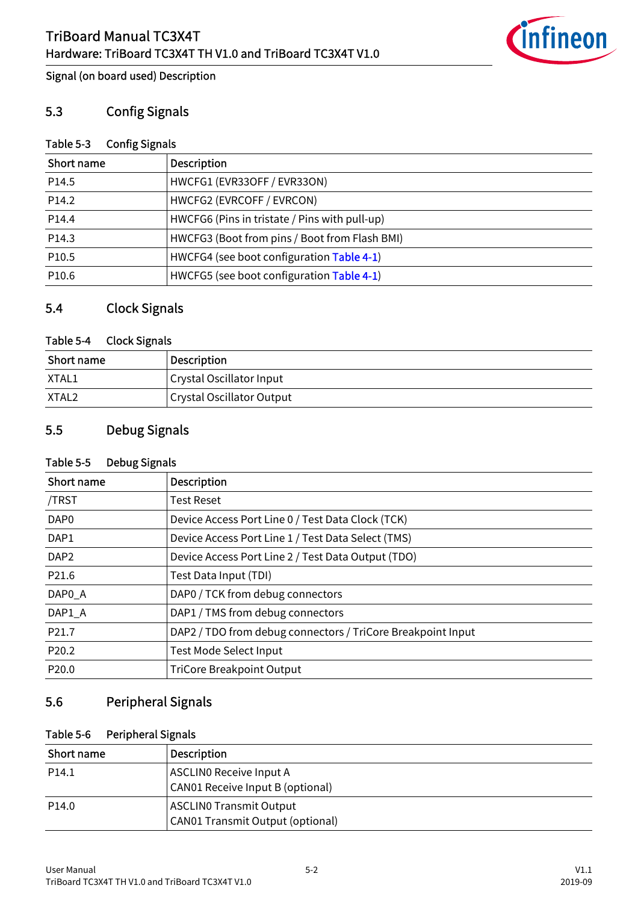## 5.3 Config Signals

Table 5-3 Config Signals

| Short name | Description |
|---|---|
| P14.5 | HWCFG1 (EVR33OFF / EVR33ON) |
| P14.2 | HWCFG2 (EVRCOFF / EVRCON) |
| P14.4 | HWCFG6 (Pins in tristate / Pins with pull-up) |
| P14.3 | HWCFG3 (Boot from pins / Boot from Flash BMI) |
| P10.5 | HWCFG4 (see boot configuration Table 4-1) |
| P10.6 | HWCFG5 (see boot configuration Table 4-1) |

## 5.4 Clock Signals

Table 5-4 Clock Signals

| Short name | Description |
|---|---|
| XTAL1 | Crystal Oscillator Input |
| XTAL2 | Crystal Oscillator Output |

## 5.5 Debug Signals

Table 5-5 Debug Signals

| Short name | Description |
|---|---|
| /TRST | Test Reset |
| DAP0 | Device Access Port Line 0 / Test Data Clock (TCK) |
| DAP1 | Device Access Port Line 1 / Test Data Select (TMS) |
| DAP2 | Device Access Port Line 2 / Test Data Output (TDO) |
| P21.6 | Test Data Input (TDI) |
| DAP0_A | DAP0 / TCK from debug connectors |
| DAP1_A | DAP1 / TMS from debug connectors |
| P21.7 | DAP2 / TDO from debug connectors / TriCore Breakpoint Input |
| P20.2 | Test Mode Select Input |
| P20.0 | TriCore Breakpoint Output |

## 5.6 Peripheral Signals

Table 5-6 Peripheral Signals

| Short name | Description |
|---|---|
| P14.1 | ASCLIN0 Receive Input A<br>CAN01 Receive Input B (optional) |
| P14.0 | ASCLIN0 Transmit Output<br>CAN01 Transmit Output (optional) |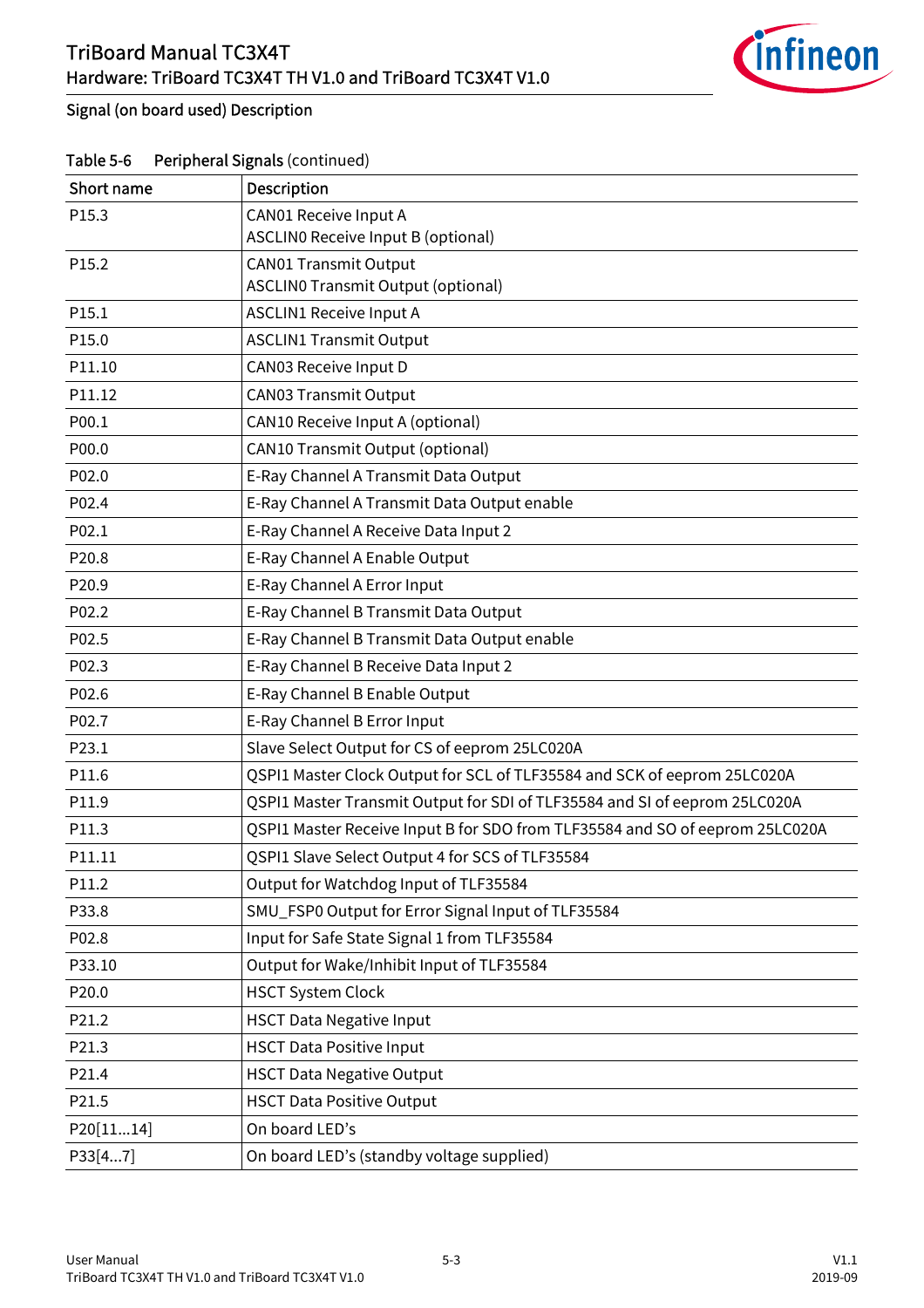Signal (on board used) Description

Table 5-6 Peripheral Signals (continued)

| Short name | Description |
|---|---|
| P15.3 | CAN01 Receive Input A<br>ASCLIN0 Receive Input B (optional) |
| P15.2 | CAN01 Transmit Output<br>ASCLIN0 Transmit Output (optional) |
| P15.1 | ASCLIN1 Receive Input A |
| P15.0 | ASCLIN1 Transmit Output |
| P11.10 | CAN03 Receive Input D |
| P11.12 | CAN03 Transmit Output |
| P00.1 | CAN10 Receive Input A (optional) |
| P00.0 | CAN10 Transmit Output (optional) |
| P02.0 | E-Ray Channel A Transmit Data Output |
| P02.4 | E-Ray Channel A Transmit Data Output enable |
| P02.1 | E-Ray Channel A Receive Data Input 2 |
| P20.8 | E-Ray Channel A Enable Output |
| P20.9 | E-Ray Channel A Error Input |
| P02.2 | E-Ray Channel B Transmit Data Output |
| P02.5 | E-Ray Channel B Transmit Data Output enable |
| P02.3 | E-Ray Channel B Receive Data Input 2 |
| P02.6 | E-Ray Channel B Enable Output |
| P02.7 | E-Ray Channel B Error Input |
| P23.1 | Slave Select Output for CS of eeprom 25LC020A |
| P11.6 | QSPI1 Master Clock Output for SCL of TLF35584 and SCK of eeprom 25LC020A |
| P11.9 | QSPI1 Master Transmit Output for SDI of TLF35584 and SI of eeprom 25LC020A |
| P11.3 | QSPI1 Master Receive Input B for SDO from TLF35584 and SO of eeprom 25LC020A |
| P11.11 | QSPI1 Slave Select Output 4 for SCS of TLF35584 |
| P11.2 | Output for Watchdog Input of TLF35584 |
| P33.8 | SMU_FSP0 Output for Error Signal Input of TLF35584 |
| P02.8 | Input for Safe State Signal 1 from TLF35584 |
| P33.10 | Output for Wake/Inhibit Input of TLF35584 |
| P20.0 | HSCT System Clock |
| P21.2 | HSCT Data Negative Input |
| P21.3 | HSCT Data Positive Input |
| P21.4 | HSCT Data Negative Output |
| P21.5 | HSCT Data Positive Output |
| P20[11...14] | On board LED's |
| P33[4...7] | On board LED's (standby voltage supplied) |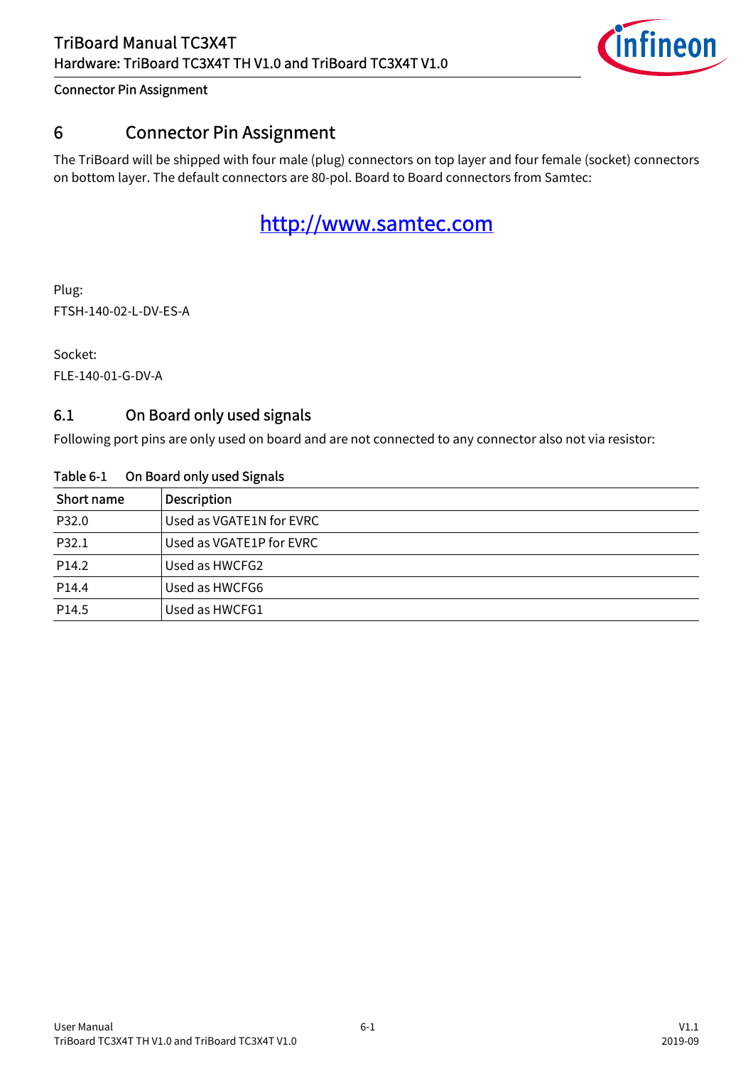# 6 Connector Pin Assignment

The TriBoard will be shipped with four male (plug) connectors on top layer and four female (socket) connectors on bottom layer. The default connectors are 80-pol. Board to Board connectors from Samtec:

http://www.samtec.com

Plug:
FTSH-140-02-L-DV-ES-A

Socket:
FLE-140-01-G-DV-A

## 6.1 On Board only used signals

Following port pins are only used on board and are not connected to any connector also not via resistor:

Table 6-1 On Board only used Signals

| Short name | Description |
|---|---|
| P32.0 | Used as VGATE1N for EVRC |
| P32.1 | Used as VGATE1P for EVRC |
| P14.2 | Used as HWCFG2 |
| P14.4 | Used as HWCFG6 |
| P14.5 | Used as HWCFG1 |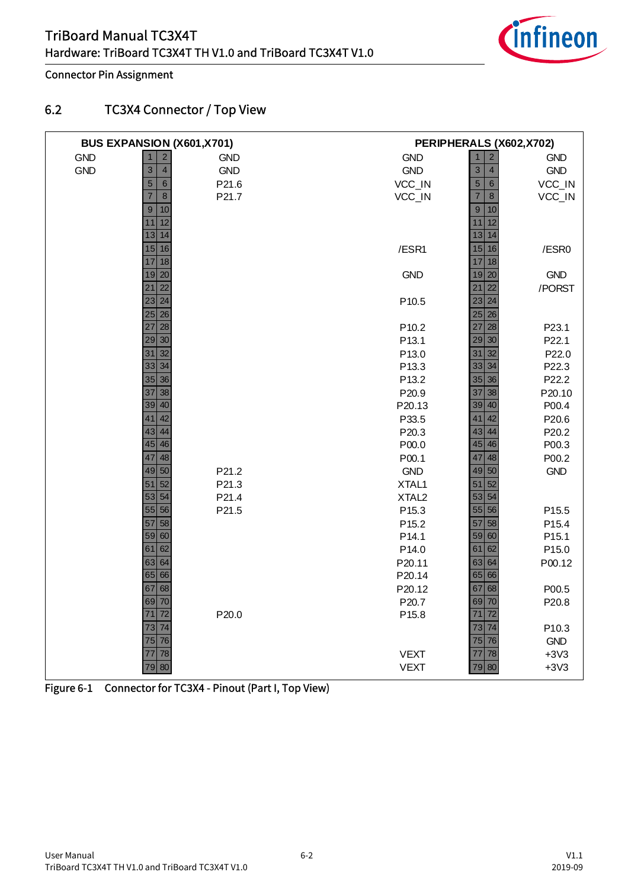Connector Pin Assignment

## 6.2 TC3X4 Connector / Top View

| BUS EXPANSION (X601,X701) | | | | PERIPHERALS (X602,X702) | | | |
|---|---|---|---|---|---|---|---|
| GND | 1 | 2 | GND | GND | 1 | 2 | GND |
| GND | 3 | 4 | GND | GND | 3 | 4 | GND |
| | 5 | 6 | P21.6 | VCC_IN | 5 | 6 | VCC_IN |
| | 7 | 8 | P21.7 | VCC_IN | 7 | 8 | VCC_IN |
| | 9 | 10 | | | 9 | 10 | |
| | 11 | 12 | | | 11 | 12 | |
| | 13 | 14 | | | 13 | 14 | |
| | 15 | 16 | | /ESR1 | 15 | 16 | /ESR0 |
| | 17 | 18 | | | 17 | 18 | |
| | 19 | 20 | | GND | 19 | 20 | GND |
| | 21 | 22 | | | 21 | 22 | /PORST |
| | 23 | 24 | | P10.5 | 23 | 24 | |
| | 25 | 26 | | | 25 | 26 | |
| | 27 | 28 | | P10.2 | 27 | 28 | P23.1 |
| | 29 | 30 | | P13.1 | 29 | 30 | P22.1 |
| | 31 | 32 | | P13.0 | 31 | 32 | P22.0 |
| | 33 | 34 | | P13.3 | 33 | 34 | P22.3 |
| | 35 | 36 | | P13.2 | 35 | 36 | P22.2 |
| | 37 | 38 | | P20.9 | 37 | 38 | P20.10 |
| | 39 | 40 | | P20.13 | 39 | 40 | P00.4 |
| | 41 | 42 | | P33.5 | 41 | 42 | P20.6 |
| | 43 | 44 | | P20.3 | 43 | 44 | P20.2 |
| | 45 | 46 | | P00.0 | 45 | 46 | P00.3 |
| | 47 | 48 | | P00.1 | 47 | 48 | P00.2 |
| | 49 | 50 | P21.2 | GND | 49 | 50 | GND |
| | 51 | 52 | P21.3 | XTAL1 | 51 | 52 | |
| | 53 | 54 | P21.4 | XTAL2 | 53 | 54 | |
| | 55 | 56 | P21.5 | P15.3 | 55 | 56 | P15.5 |
| | 57 | 58 | | P15.2 | 57 | 58 | P15.4 |
| | 59 | 60 | | P14.1 | 59 | 60 | P15.1 |
| | 61 | 62 | | P14.0 | 61 | 62 | P15.0 |
| | 63 | 64 | | P20.11 | 63 | 64 | P00.12 |
| | 65 | 66 | | P20.14 | 65 | 66 | |
| | 67 | 68 | | P20.12 | 67 | 68 | P00.5 |
| | 69 | 70 | | P20.7 | 69 | 70 | P20.8 |
| | 71 | 72 | P20.0 | P15.8 | 71 | 72 | |
| | 73 | 74 | | | 73 | 74 | P10.3 |
| | 75 | 76 | | | 75 | 76 | GND |
| | 77 | 78 | | VEXT | 77 | 78 | +3V3 |
| | 79 | 80 | | VEXT | 79 | 80 | +3V3 |

Figure 6-1 Connector for TC3X4 - Pinout (Part I, Top View)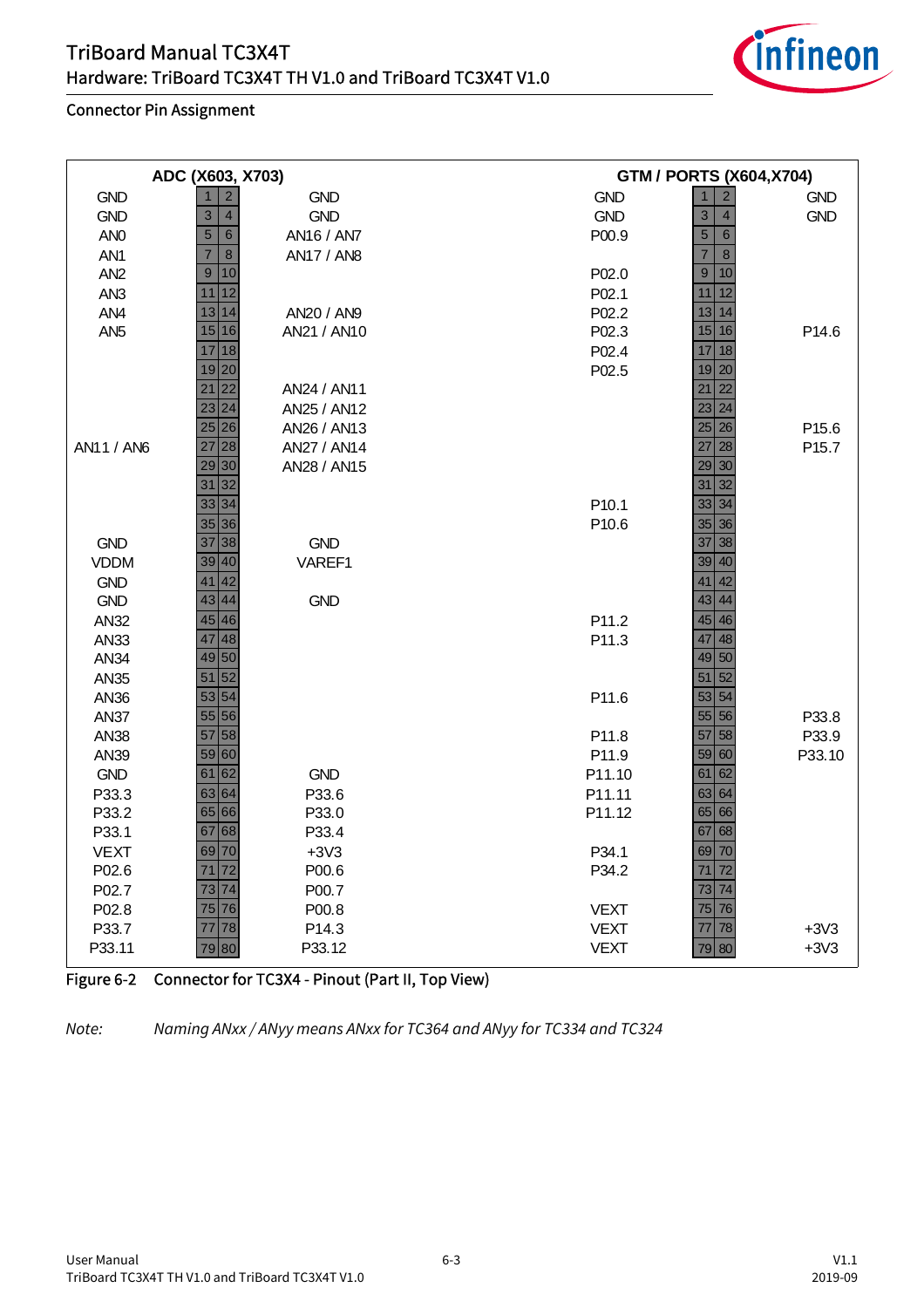Connector Pin Assignment

| ADC (X603, X703) | | | | GTM / PORTS (X604,X704) | | | |
|---|---|---|---|---|---|---|---|
| GND | 1 | 2 | GND | GND | 1 | 2 | GND |
| GND | 3 | 4 | GND | GND | 3 | 4 | GND |
| AN0 | 5 | 6 | AN16 / AN7 | P00.9 | 5 | 6 | |
| AN1 | 7 | 8 | AN17 / AN8 | | 7 | 8 | |
| AN2 | 9 | 10 | | P02.0 | 9 | 10 | |
| AN3 | 11 | 12 | | P02.1 | 11 | 12 | |
| AN4 | 13 | 14 | AN20 / AN9 | P02.2 | 13 | 14 | |
| AN5 | 15 | 16 | AN21 / AN10 | P02.3 | 15 | 16 | P14.6 |
| | 17 | 18 | | P02.4 | 17 | 18 | |
| | 19 | 20 | | P02.5 | 19 | 20 | |
| | 21 | 22 | AN24 / AN11 | | 21 | 22 | |
| | 23 | 24 | AN25 / AN12 | | 23 | 24 | |
| | 25 | 26 | AN26 / AN13 | | 25 | 26 | P15.6 |
| AN11 / AN6 | 27 | 28 | AN27 / AN14 | | 27 | 28 | P15.7 |
| | 29 | 30 | AN28 / AN15 | | 29 | 30 | |
| | 31 | 32 | | | 31 | 32 | |
| | 33 | 34 | | P10.1 | 33 | 34 | |
| | 35 | 36 | | P10.6 | 35 | 36 | |
| GND | 37 | 38 | GND | | 37 | 38 | |
| VDDM | 39 | 40 | VAREF1 | | 39 | 40 | |
| GND | 41 | 42 | | | 41 | 42 | |
| GND | 43 | 44 | GND | | 43 | 44 | |
| AN32 | 45 | 46 | | P11.2 | 45 | 46 | |
| AN33 | 47 | 48 | | P11.3 | 47 | 48 | |
| AN34 | 49 | 50 | | | 49 | 50 | |
| AN35 | 51 | 52 | | | 51 | 52 | |
| AN36 | 53 | 54 | | P11.6 | 53 | 54 | |
| AN37 | 55 | 56 | | | 55 | 56 | P33.8 |
| AN38 | 57 | 58 | | P11.8 | 57 | 58 | P33.9 |
| AN39 | 59 | 60 | | P11.9 | 59 | 60 | P33.10 |
| GND | 61 | 62 | GND | P11.10 | 61 | 62 | |
| P33.3 | 63 | 64 | P33.6 | P11.11 | 63 | 64 | |
| P33.2 | 65 | 66 | P33.0 | P11.12 | 65 | 66 | |
| P33.1 | 67 | 68 | P33.4 | | 67 | 68 | |
| VEXT | 69 | 70 | +3V3 | P34.1 | 69 | 70 | |
| P02.6 | 71 | 72 | P00.6 | P34.2 | 71 | 72 | |
| P02.7 | 73 | 74 | P00.7 | | 73 | 74 | |
| P02.8 | 75 | 76 | P00.8 | VEXT | 75 | 76 | |
| P33.7 | 77 | 78 | P14.3 | VEXT | 77 | 78 | +3V3 |
| P33.11 | 79 | 80 | P33.12 | VEXT | 79 | 80 | +3V3 |

Figure 6-2 Connector for TC3X4 - Pinout (Part II, Top View)

*Note: Naming ANxx / ANyy means ANxx for TC364 and ANyy for TC334 and TC324*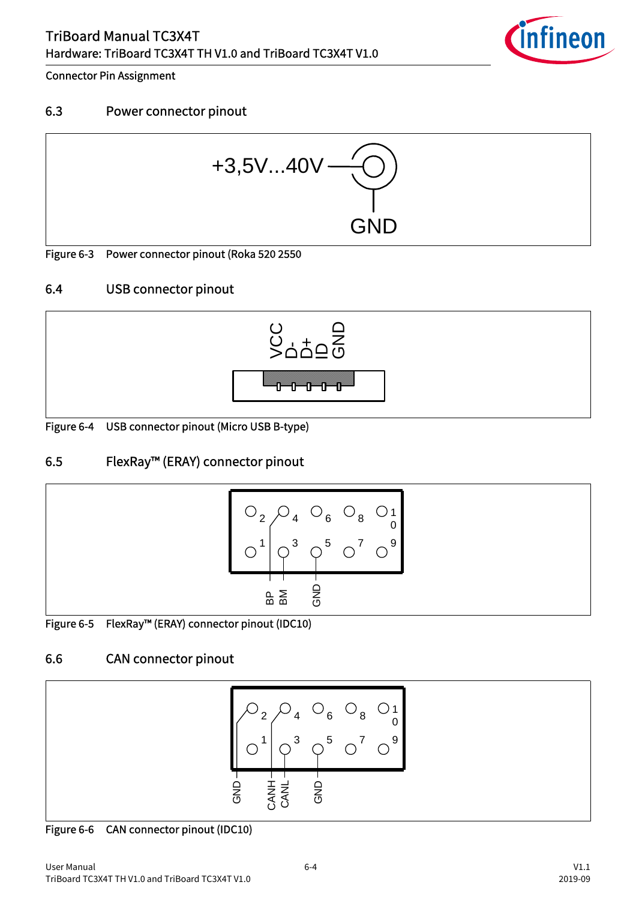## 6.3 Power connector pinout

+3,5V...40V

GND

Figure 6-3 Power connector pinout (Roka 520 2550

## 6.4 USB connector pinout

VCC D- D+ ID GND

Figure 6-4 USB connector pinout (Micro USB B-type)

## 6.5 FlexRay™ (ERAY) connector pinout

BP BM GND

Figure 6-5 FlexRay™ (ERAY) connector pinout (IDC10)

## 6.6 CAN connector pinout

GND CANH CANL GND

Figure 6-6 CAN connector pinout (IDC10)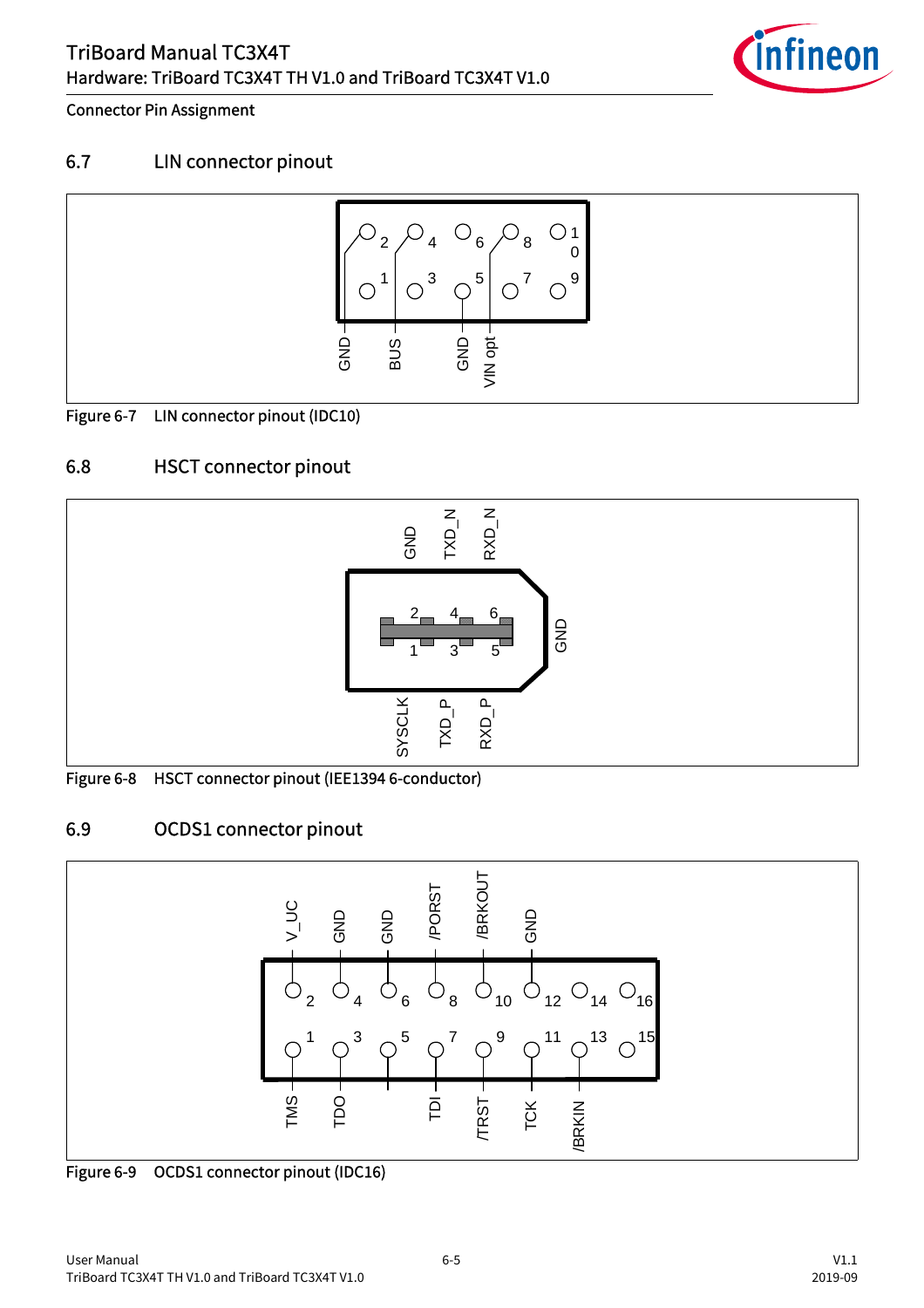## 6.7 LIN connector pinout

| Pin | Signal |
| --- | --- |
| 1, 2 | GND |
| 3, 4 | BUS |
| 5 | GND |
| 7, 8 | VIN opt |

Figure 6-7 LIN connector pinout (IDC10)

## 6.8 HSCT connector pinout

| Pin | Signal |
| --- | --- |
| 1 | SYSCLK |
| 2 | GND |
| 3 | TXD_P |
| 4 | TXD_N |
| 5 | RXD_P |
| 6 | RXD_N |
| Shell | GND |

Figure 6-8 HSCT connector pinout (IEE1394 6-conductor)

## 6.9 OCDS1 connector pinout

| Pin | Signal | Pin | Signal |
| --- | --- | --- | --- |
| 1 | TMS | 2 | V_UC |
| 3 | TDO | 4 | GND |
| 5 | | 6 | GND |
| 7 | TDI | 8 | /PORST |
| 9 | /TRST | 10 | /BRKOUT |
| 11 | TCK | 12 | GND |
| 13 | /BRKIN | 14 | |
| 15 | | 16 | |

Figure 6-9 OCDS1 connector pinout (IDC16)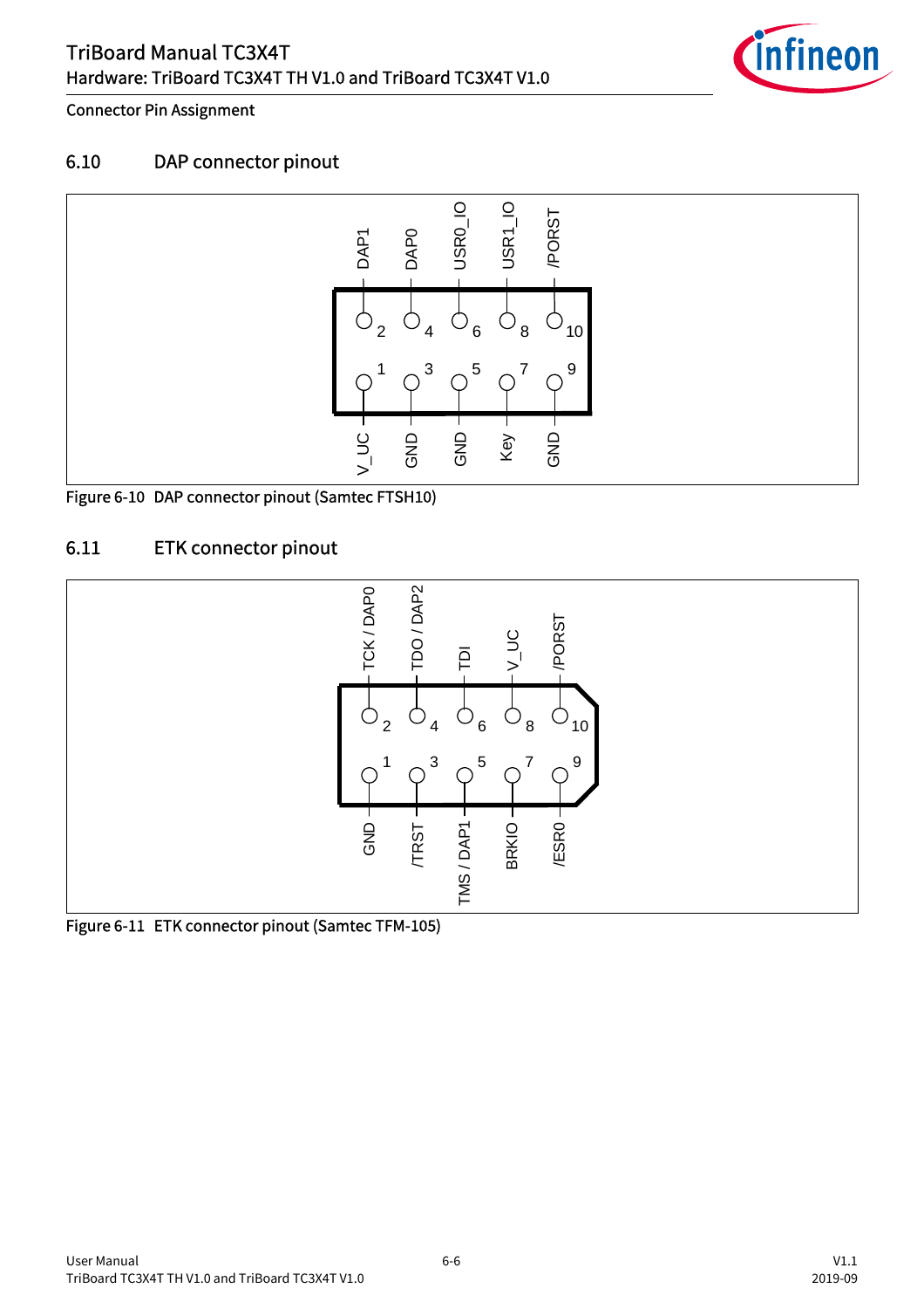## 6.10 DAP connector pinout

| Pin | Signal | Pin | Signal |
|---|---|---|---|
| 1 | V_UC | 2 | DAP1 |
| 3 | GND | 4 | DAP0 |
| 5 | GND | 6 | USR0_IO |
| 7 | Key | 8 | USR1_IO |
| 9 | GND | 10 | /PORST |

Figure 6-10 DAP connector pinout (Samtec FTSH10)

## 6.11 ETK connector pinout

| Pin | Signal | Pin | Signal |
|---|---|---|---|
| 1 | GND | 2 | TCK / DAP0 |
| 3 | /TRST | 4 | TDO / DAP2 |
| 5 | TMS / DAP1 | 6 | TDI |
| 7 | BRKIO | 8 | V_UC |
| 9 | /ESR0 | 10 | /PORST |

Figure 6-11 ETK connector pinout (Samtec TFM-105)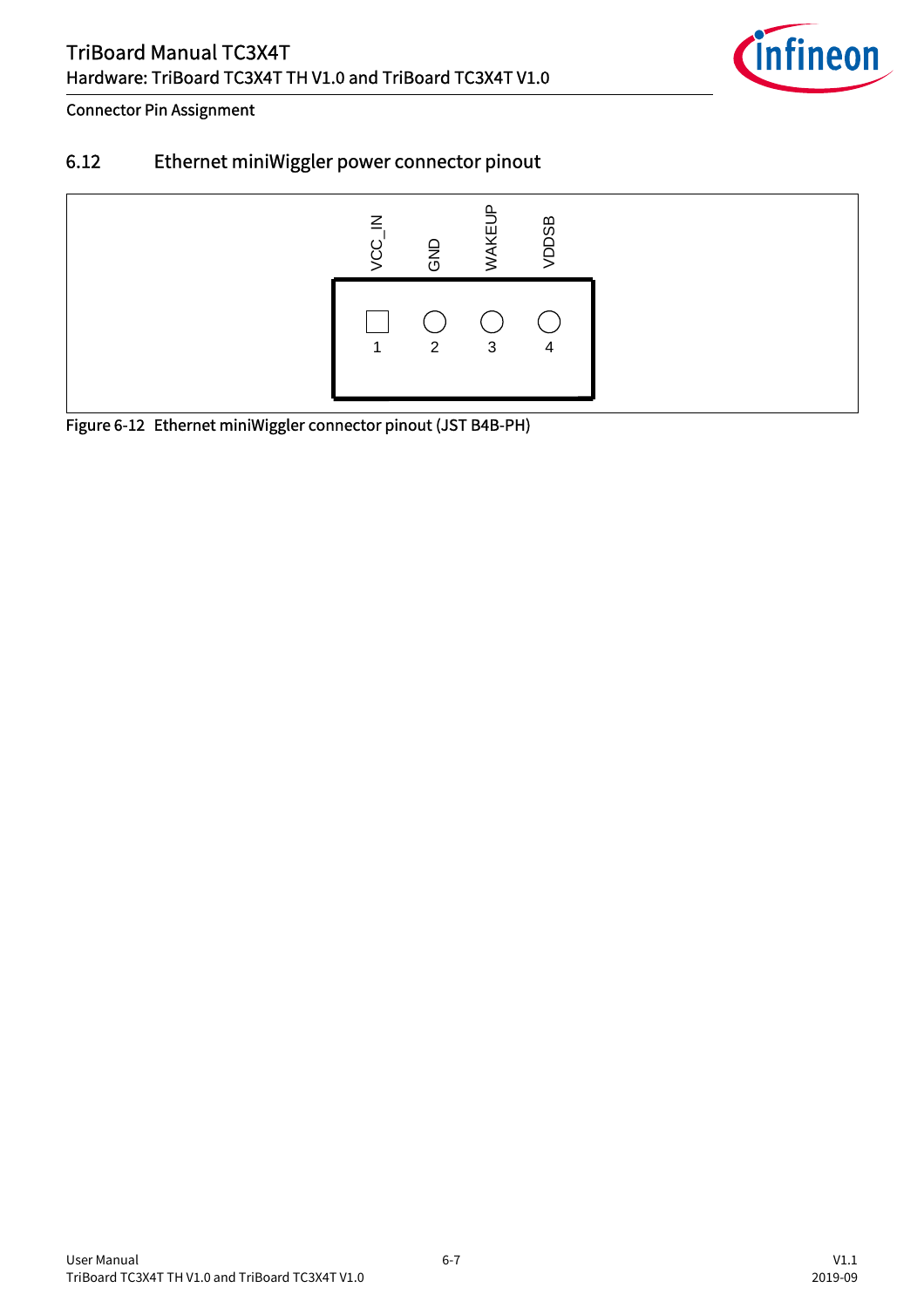## 6.12 Ethernet miniWiggler power connector pinout

| Pin | Signal |
|---|---|
| 1 | VCC_IN |
| 2 | GND |
| 3 | WAKEUP |
| 4 | VDDSB |

Figure 6-12 Ethernet miniWiggler connector pinout (JST B4B-PH)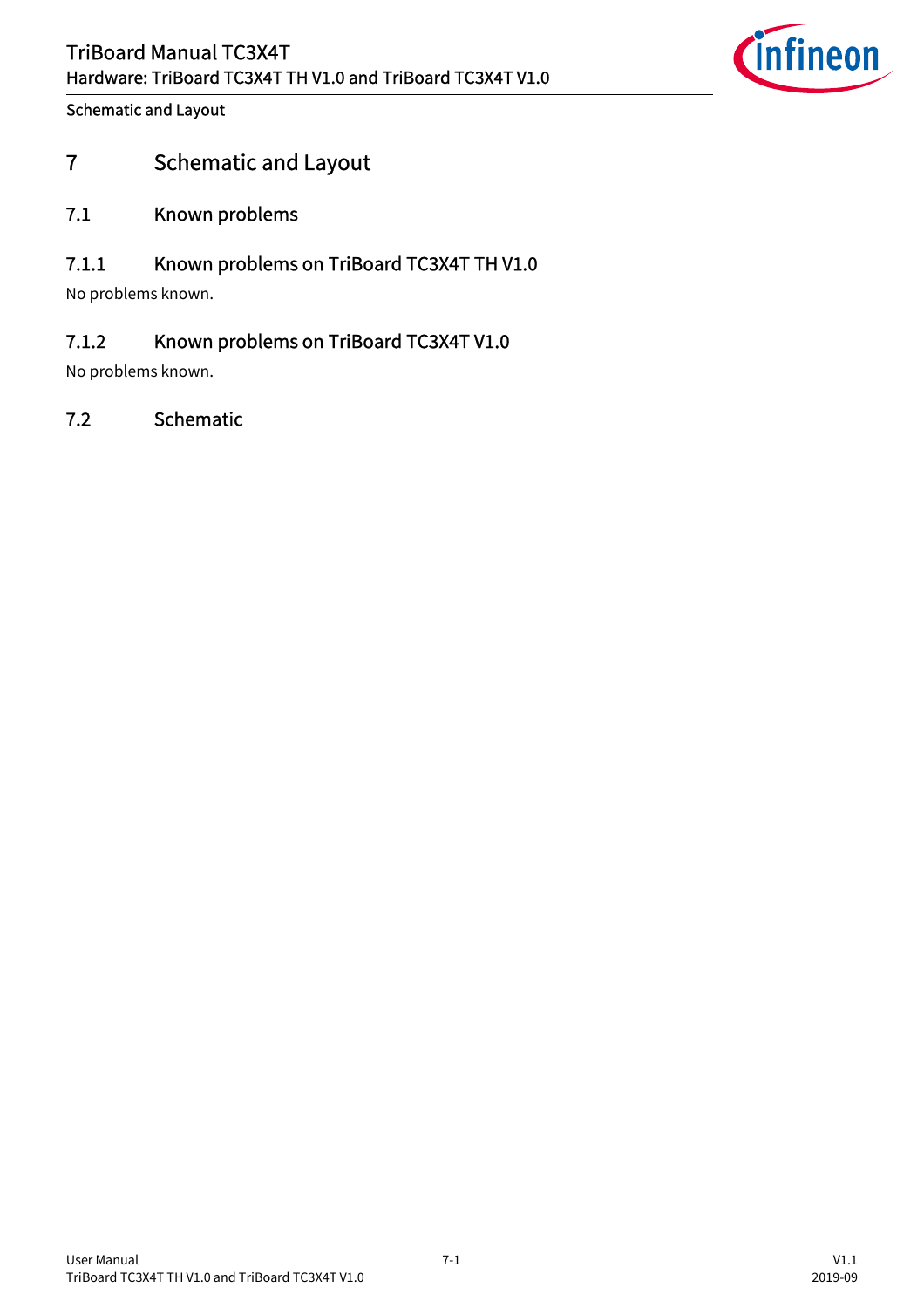# 7 Schematic and Layout

## 7.1 Known problems

### 7.1.1 Known problems on TriBoard TC3X4T TH V1.0

No problems known.

### 7.1.2 Known problems on TriBoard TC3X4T V1.0

No problems known.

## 7.2 Schematic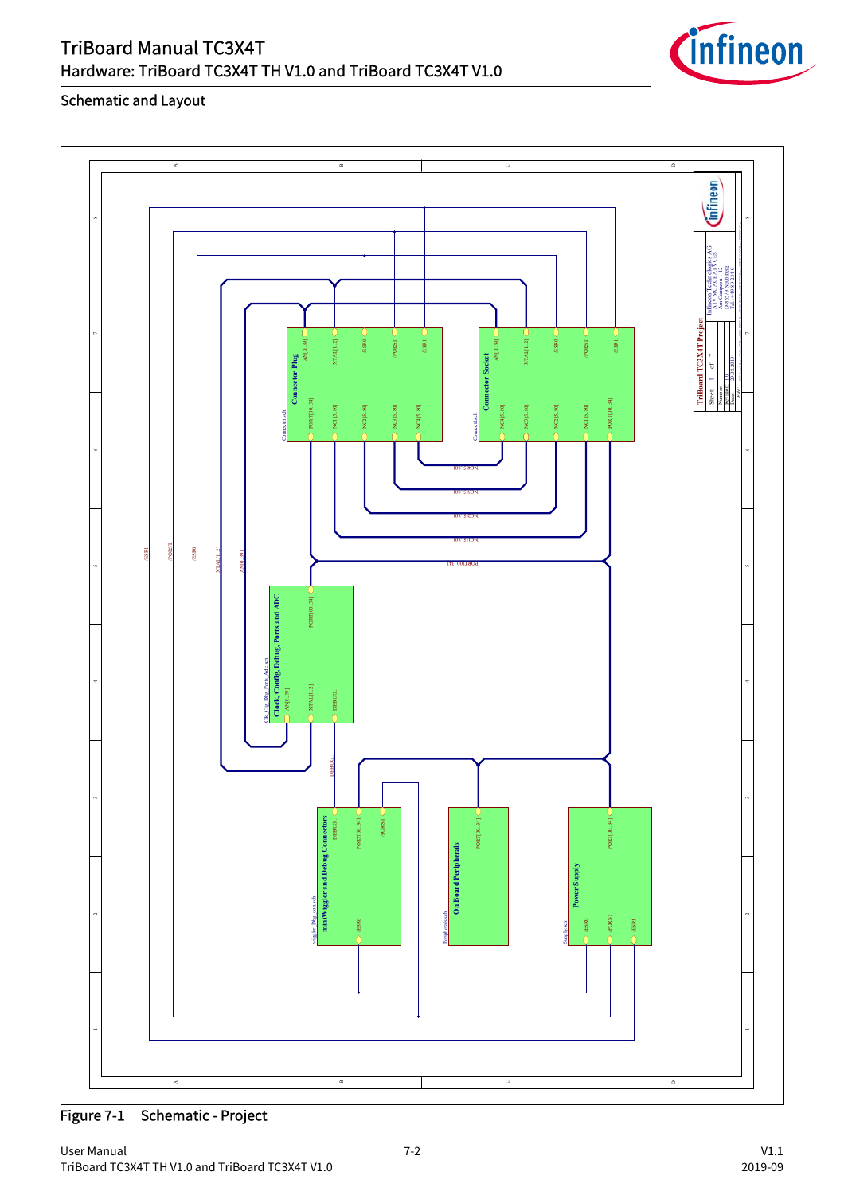## Schematic and Layout

Figure 7-1 Schematic - Project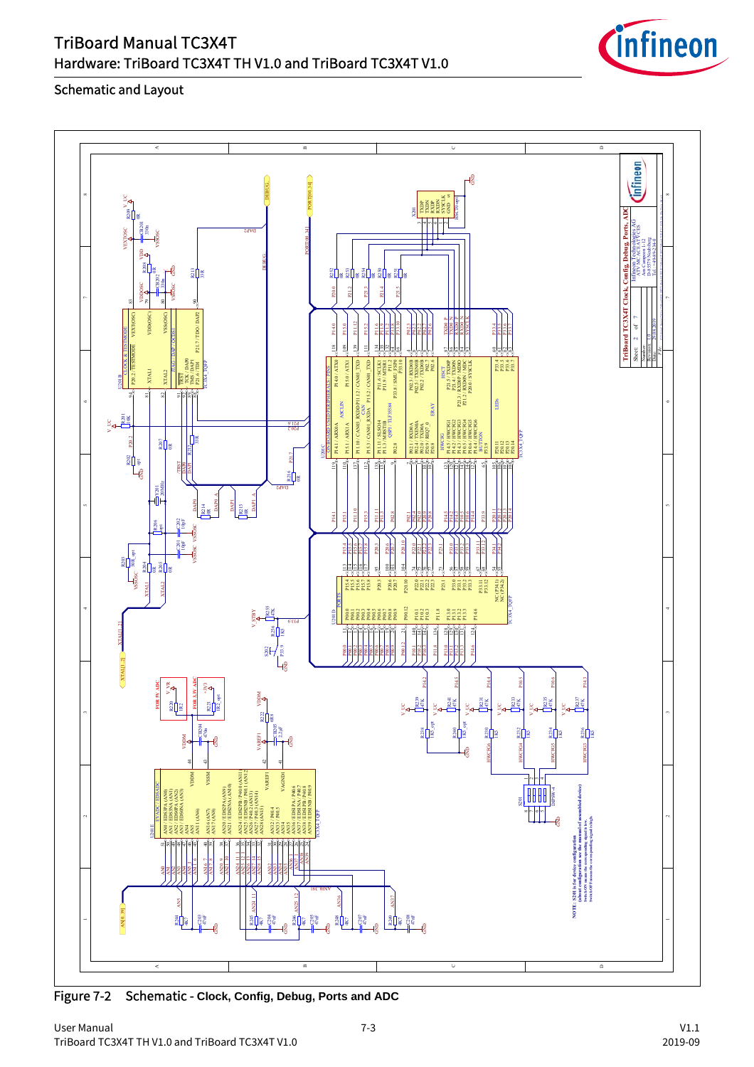## Schematic and Layout

Figure 7-2 Schematic - Clock, Config, Debug, Ports and ADC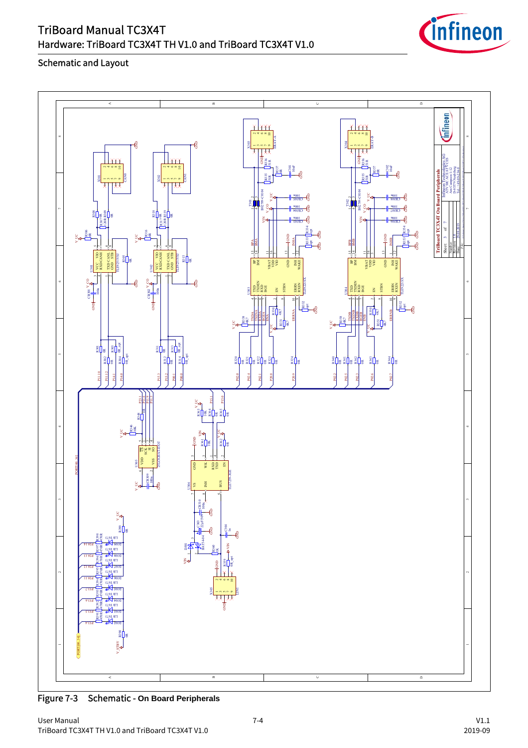## Schematic and Layout

Figure 7-3 Schematic - On Board Peripherals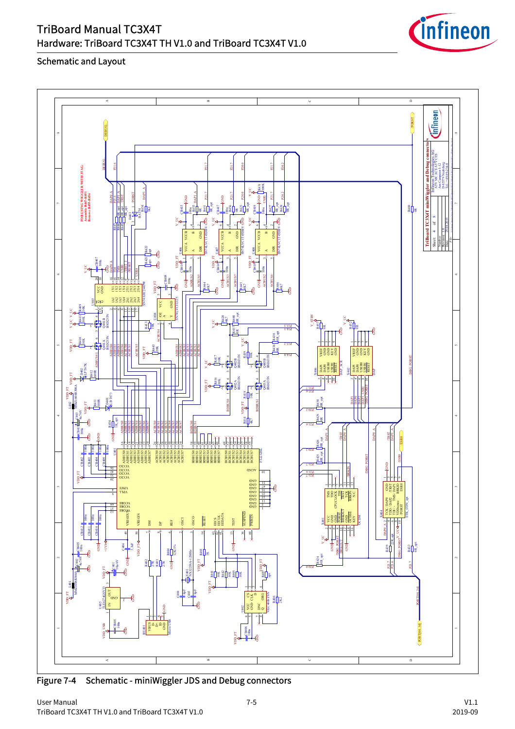## Schematic and Layout

Figure 7-4 Schematic - miniWiggler JDS and Debug connectors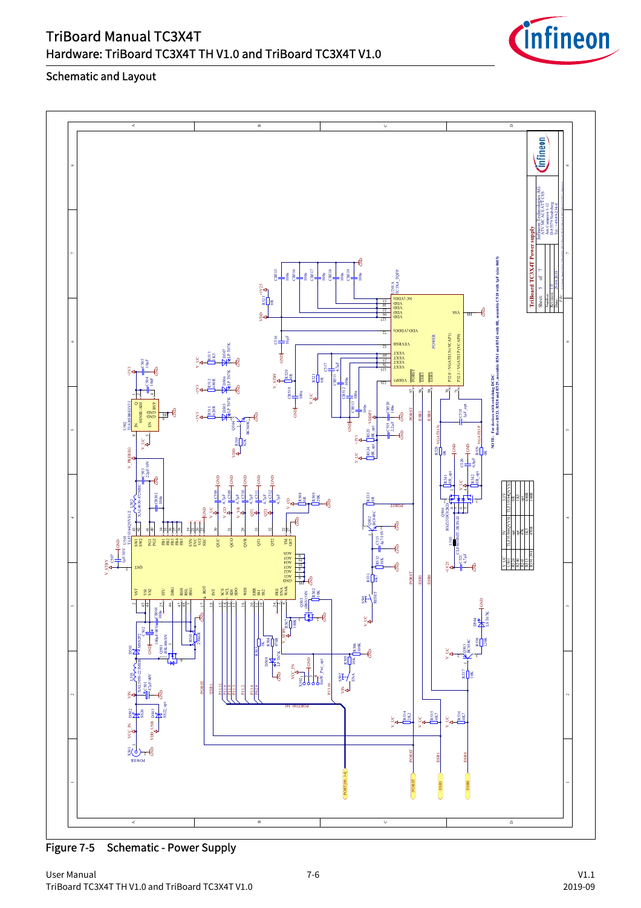Figure 7-5 Schematic - Power Supply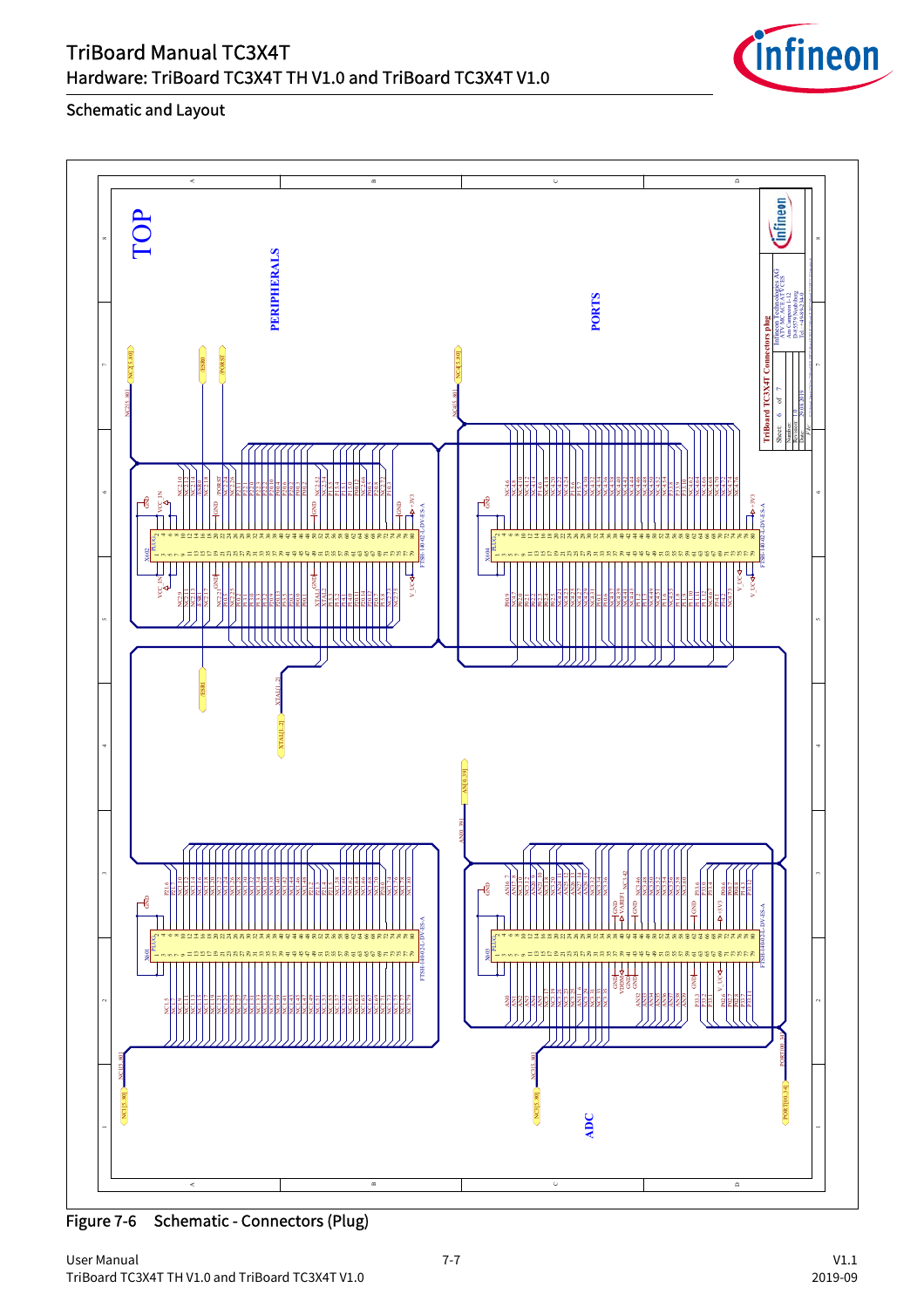## Schematic and Layout

Figure 7-6 Schematic - Connectors (Plug)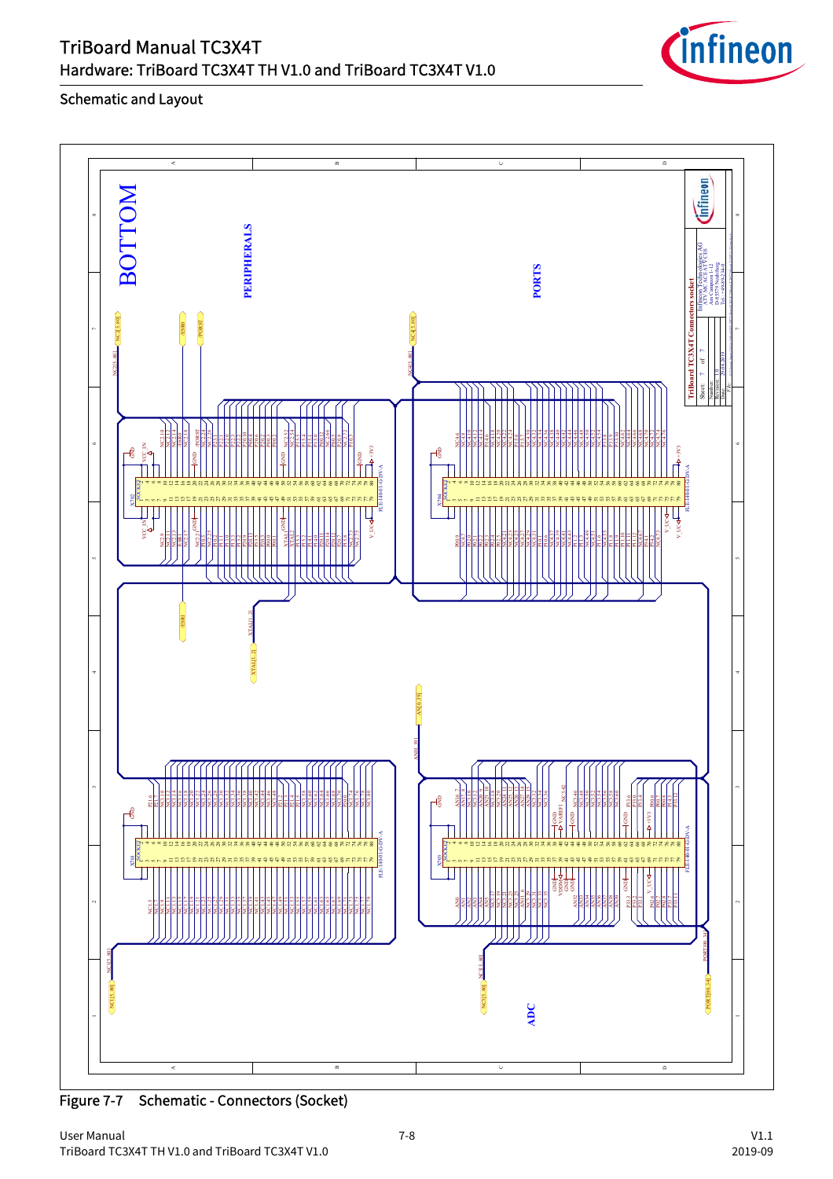## Schematic and Layout

Figure 7-7 Schematic - Connectors (Socket)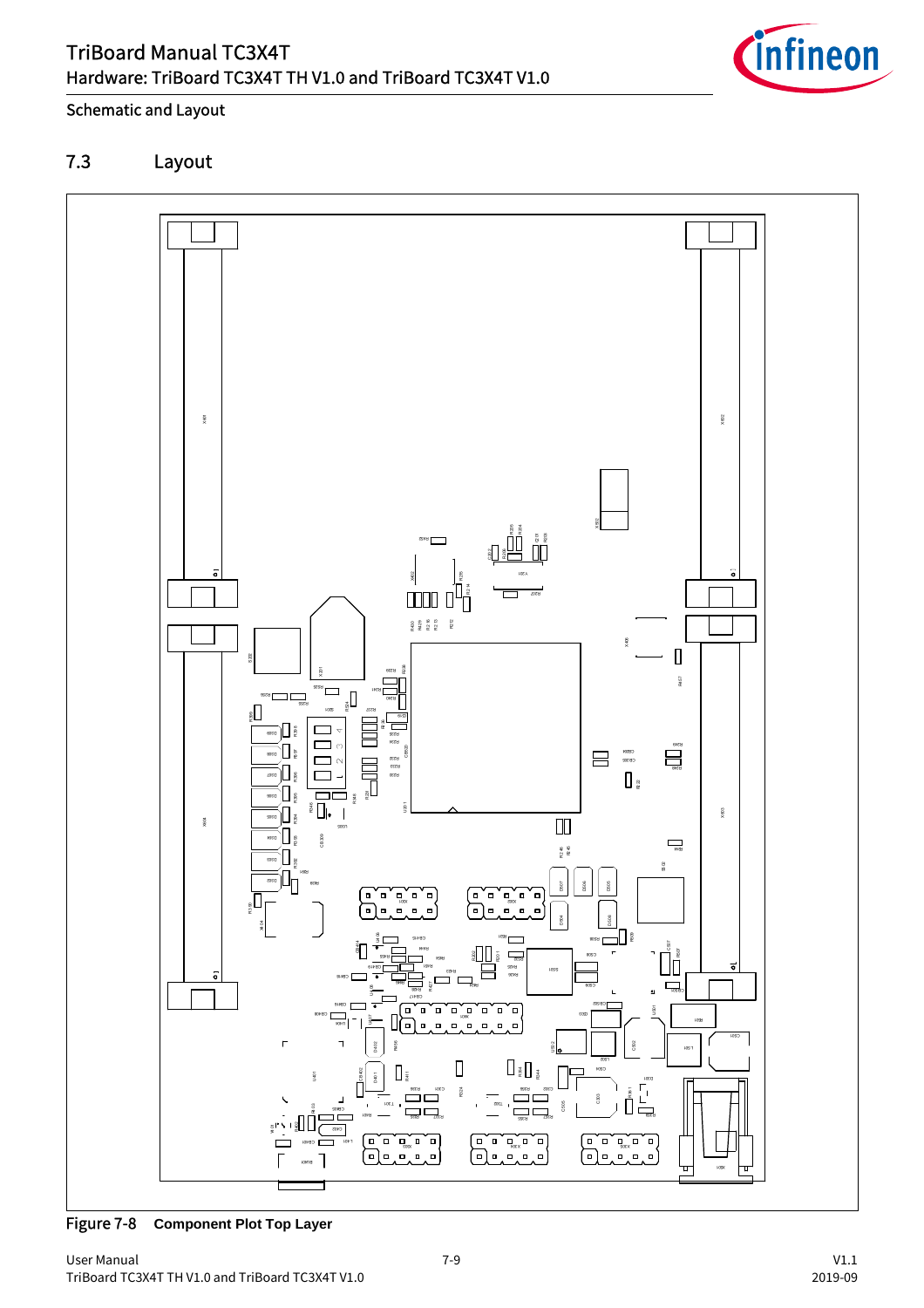## 7.3 Layout

Figure 7-8 **Component Plot Top Layer**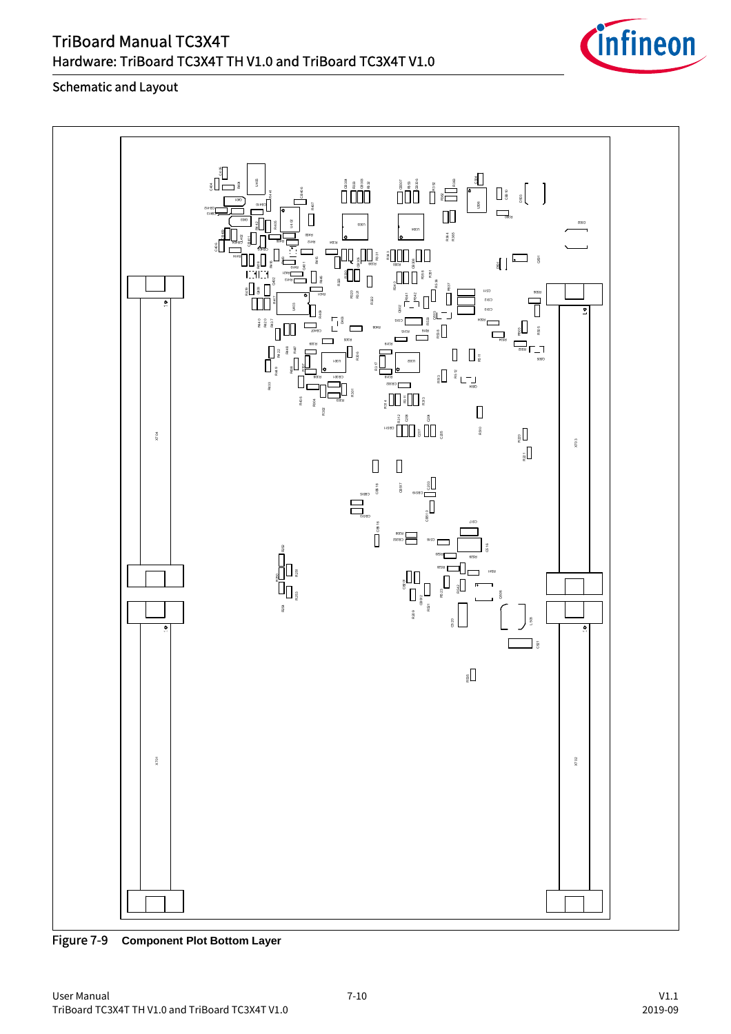## Schematic and Layout

Figure 7-9 Component Plot Bottom Layer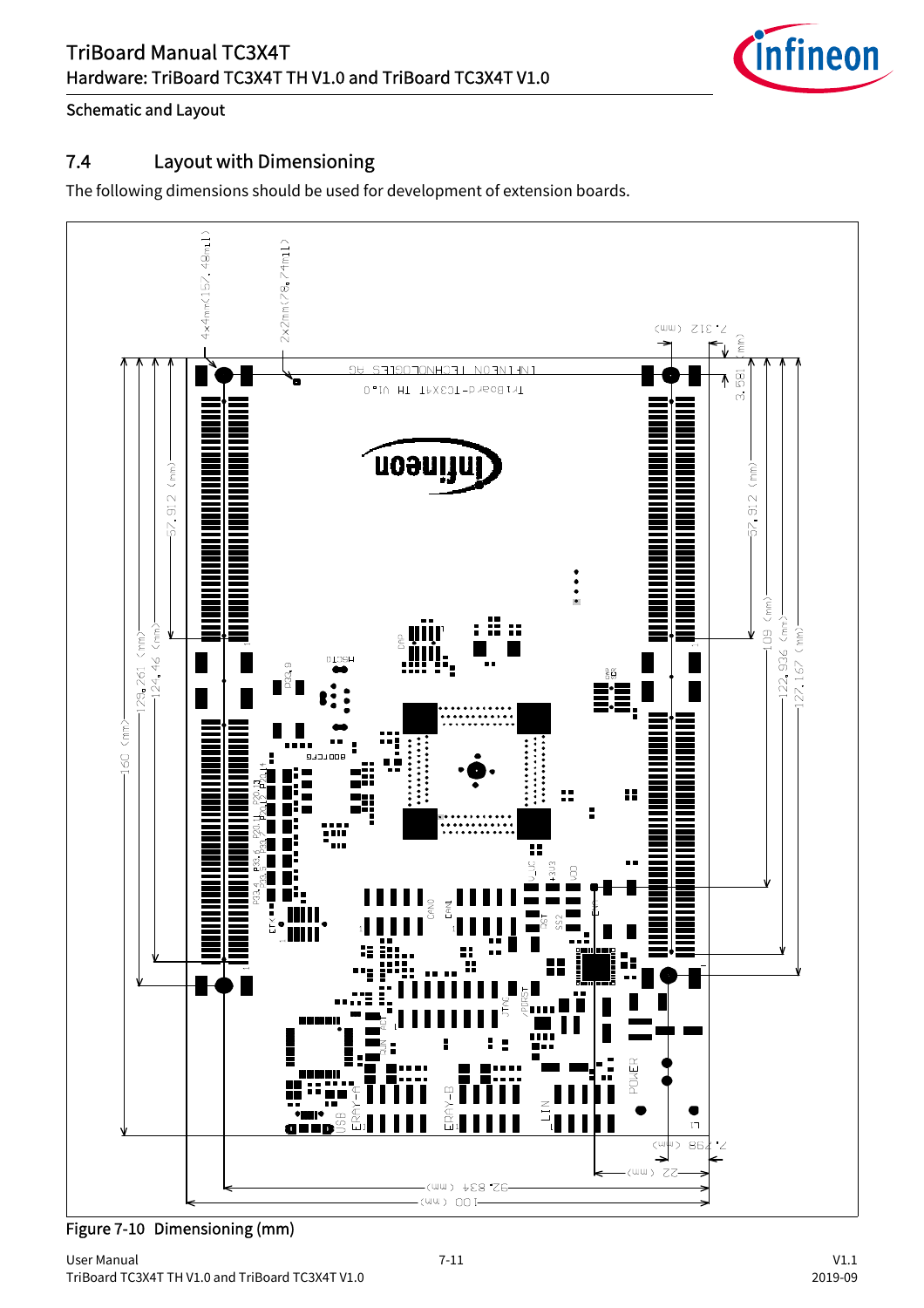## 7.4 Layout with Dimensioning

The following dimensions should be used for development of extension boards.

Figure 7-10 Dimensioning (mm)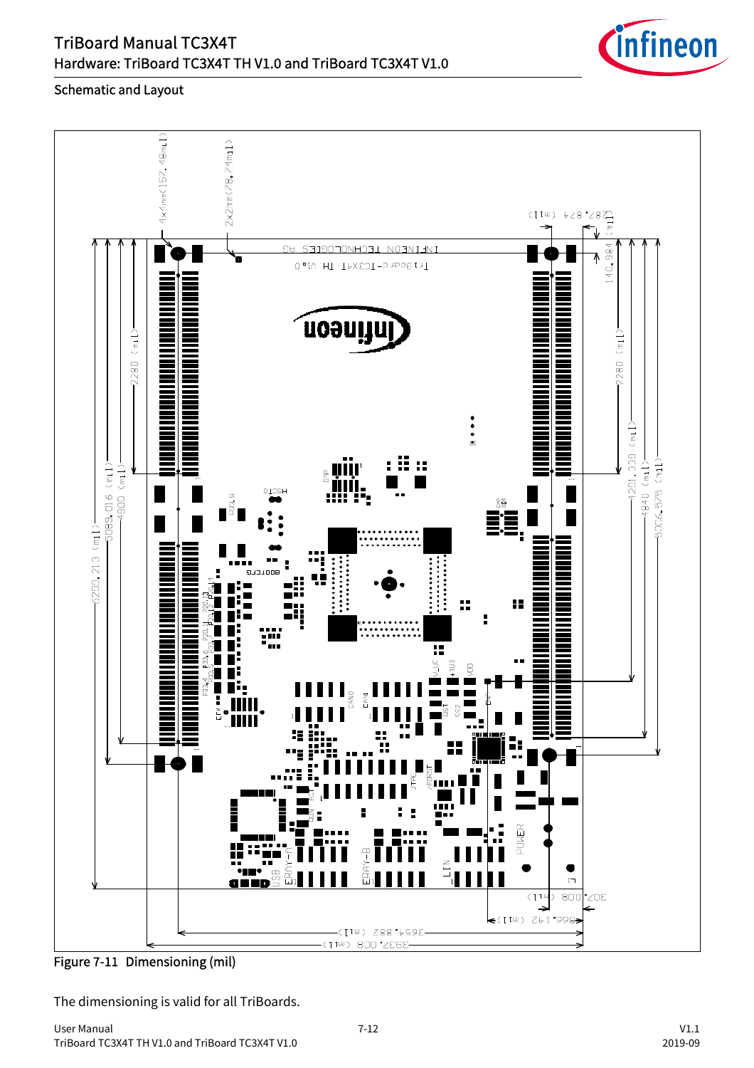## Schematic and Layout

Figure 7-11 Dimensioning (mil)

The dimensioning is valid for all TriBoards.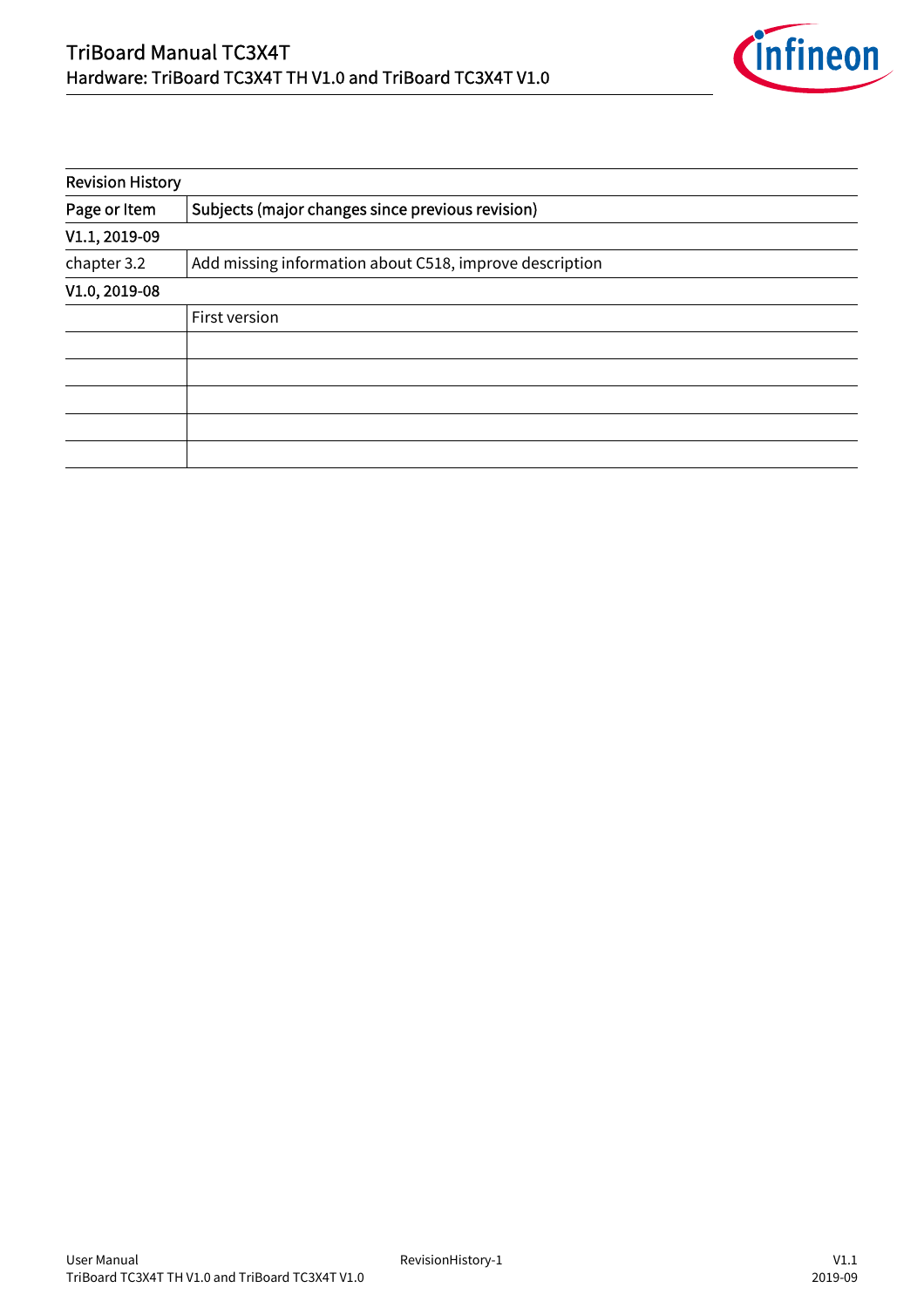| Revision History | |
|---|---|
| Page or Item | Subjects (major changes since previous revision) |
| V1.1, 2019-09 | |
| chapter 3.2 | Add missing information about C518, improve description |
| V1.0, 2019-08 | |
| | First version |
| | |
| | |
| | |
| | |
| | |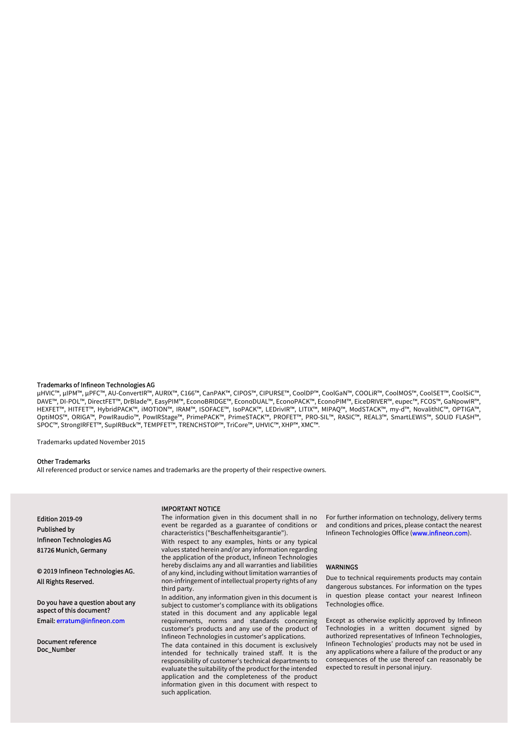**Trademarks of Infineon Technologies AG**

µHVIC™, µIPM™, µPFC™, AU-ConvertIR™, AURIX™, C166™, CanPAK™, CIPOS™, CIPURSE™, CoolDP™, CoolGaN™, COOLiR™, CoolMOS™, CoolSET™, CoolSiC™, DAVE™, DI-POL™, DirectFET™, DrBlade™, EasyPIM™, EconoBRIDGE™, EconoDUAL™, EconoPACK™, EconoPIM™, EiceDRIVER™, eupec™, FCOS™, GaNpowIR™, HEXFET™, HITFET™, HybridPACK™, iMOTION™, IRAM™, ISOFACE™, IsoPACK™, LEDrivIR™, LITIX™, MIPAQ™, ModSTACK™, my-d™, NovalithIC™, OPTIGA™, OptiMOS™, ORIGA™, PowIRaudio™, PowIRStage™, PrimePACK™, PrimeSTACK™, PROFET™, PRO-SIL™, RASIC™, REAL3™, SmartLEWIS™, SOLID FLASH™, SPOC™, StrongIRFET™, SupIRBuck™, TEMPFET™, TRENCHSTOP™, TriCore™, UHVIC™, XHP™, XMC™.

Trademarks updated November 2015

**Other Trademarks**

All referenced product or service names and trademarks are the property of their respective owners.

**Edition 2019-09**
**Published by**
**Infineon Technologies AG**
**81726 Munich, Germany**

**© 2019 Infineon Technologies AG.**
**All Rights Reserved.**

**Do you have a question about any aspect of this document?**
**Email: erratum@infineon.com**

**Document reference**
**Doc_Number**

**IMPORTANT NOTICE**

The information given in this document shall in no event be regarded as a guarantee of conditions or characteristics ("Beschaffenheitsgarantie").

With respect to any examples, hints or any typical values stated herein and/or any information regarding the application of the product, Infineon Technologies hereby disclaims any and all warranties and liabilities of any kind, including without limitation warranties of non-infringement of intellectual property rights of any third party.

In addition, any information given in this document is subject to customer's compliance with its obligations stated in this document and any applicable legal requirements, norms and standards concerning customer's products and any use of the product of Infineon Technologies in customer's applications.

The data contained in this document is exclusively intended for technically trained staff. It is the responsibility of customer's technical departments to evaluate the suitability of the product for the intended application and the completeness of the product information given in this document with respect to such application.

For further information on technology, delivery terms and conditions and prices, please contact the nearest Infineon Technologies Office (www.infineon.com).

**WARNINGS**

Due to technical requirements products may contain dangerous substances. For information on the types in question please contact your nearest Infineon Technologies office.

Except as otherwise explicitly approved by Infineon Technologies in a written document signed by authorized representatives of Infineon Technologies, Infineon Technologies' products may not be used in any applications where a failure of the product or any consequences of the use thereof can reasonably be expected to result in personal injury.